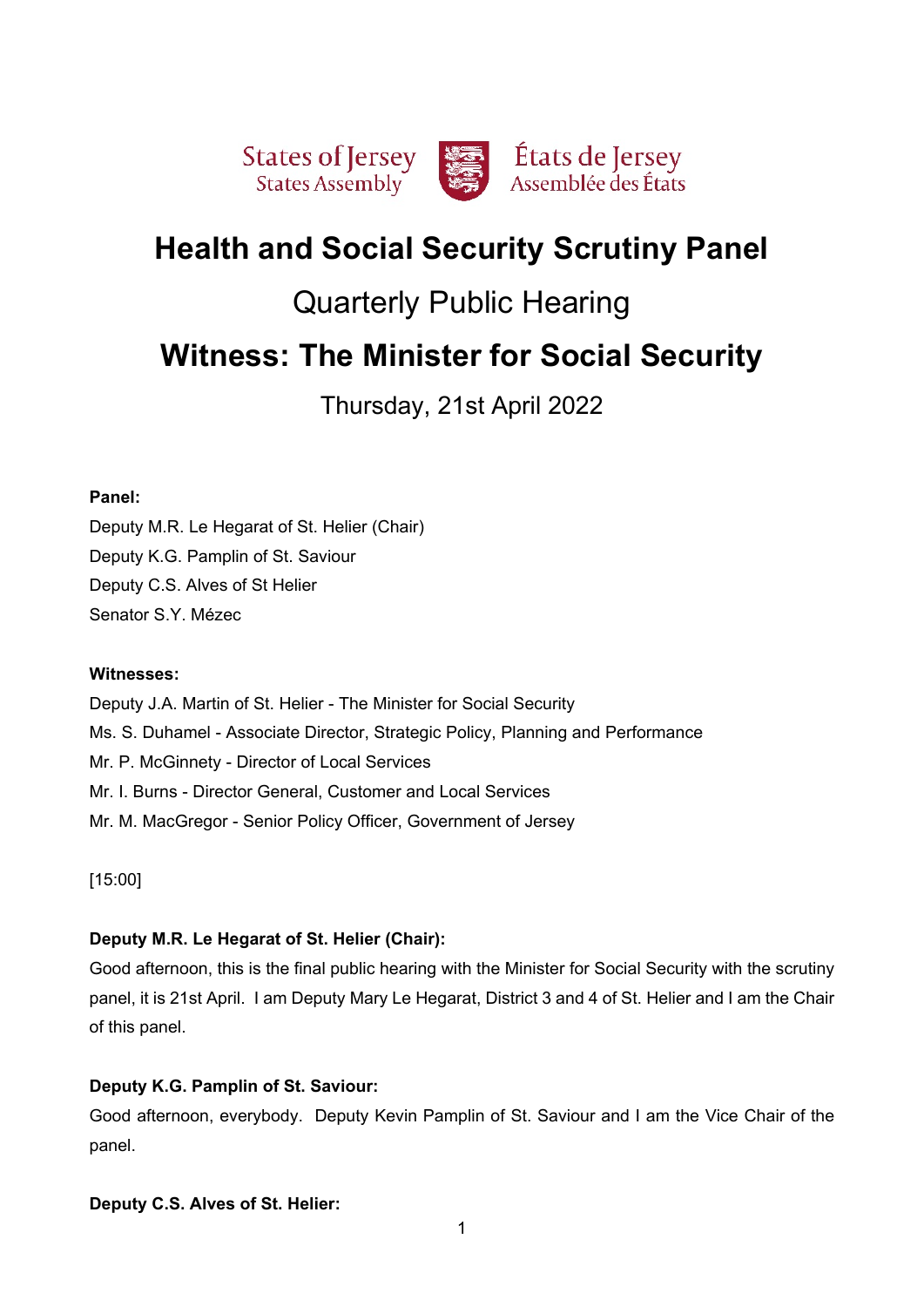States of Jersey
States Assembly

États de Jersey
Assemblée des États

# Health and Social Security Scrutiny Panel

## Quarterly Public Hearing

# Witness: The Minister for Social Security

Thursday, 21st April 2022

**Panel:**

Deputy M.R. Le Hegarat of St. Helier (Chair)
Deputy K.G. Pamplin of St. Saviour
Deputy C.S. Alves of St Helier
Senator S.Y. Mézec

**Witnesses:**

Deputy J.A. Martin of St. Helier - The Minister for Social Security
Ms. S. Duhamel - Associate Director, Strategic Policy, Planning and Performance
Mr. P. McGinnety - Director of Local Services
Mr. I. Burns - Director General, Customer and Local Services
Mr. M. MacGregor - Senior Policy Officer, Government of Jersey

[15:00]

**Deputy M.R. Le Hegarat of St. Helier (Chair):**

Good afternoon, this is the final public hearing with the Minister for Social Security with the scrutiny panel, it is 21st April. I am Deputy Mary Le Hegarat, District 3 and 4 of St. Helier and I am the Chair of this panel.

**Deputy K.G. Pamplin of St. Saviour:**

Good afternoon, everybody. Deputy Kevin Pamplin of St. Saviour and I am the Vice Chair of the panel.

**Deputy C.S. Alves of St. Helier:**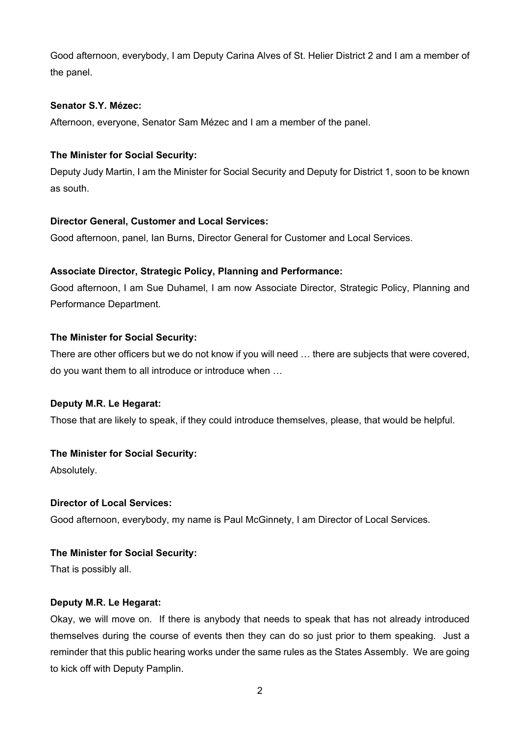Good afternoon, everybody, I am Deputy Carina Alves of St. Helier District 2 and I am a member of the panel.

**Senator S.Y. Mézec:**

Afternoon, everyone, Senator Sam Mézec and I am a member of the panel.

**The Minister for Social Security:**

Deputy Judy Martin, I am the Minister for Social Security and Deputy for District 1, soon to be known as south.

**Director General, Customer and Local Services:**

Good afternoon, panel, Ian Burns, Director General for Customer and Local Services.

**Associate Director, Strategic Policy, Planning and Performance:**

Good afternoon, I am Sue Duhamel, I am now Associate Director, Strategic Policy, Planning and Performance Department.

**The Minister for Social Security:**

There are other officers but we do not know if you will need … there are subjects that were covered, do you want them to all introduce or introduce when …

**Deputy M.R. Le Hegarat:**

Those that are likely to speak, if they could introduce themselves, please, that would be helpful.

**The Minister for Social Security:**

Absolutely.

**Director of Local Services:**

Good afternoon, everybody, my name is Paul McGinnety, I am Director of Local Services.

**The Minister for Social Security:**

That is possibly all.

**Deputy M.R. Le Hegarat:**

Okay, we will move on. If there is anybody that needs to speak that has not already introduced themselves during the course of events then they can do so just prior to them speaking. Just a reminder that this public hearing works under the same rules as the States Assembly. We are going to kick off with Deputy Pamplin.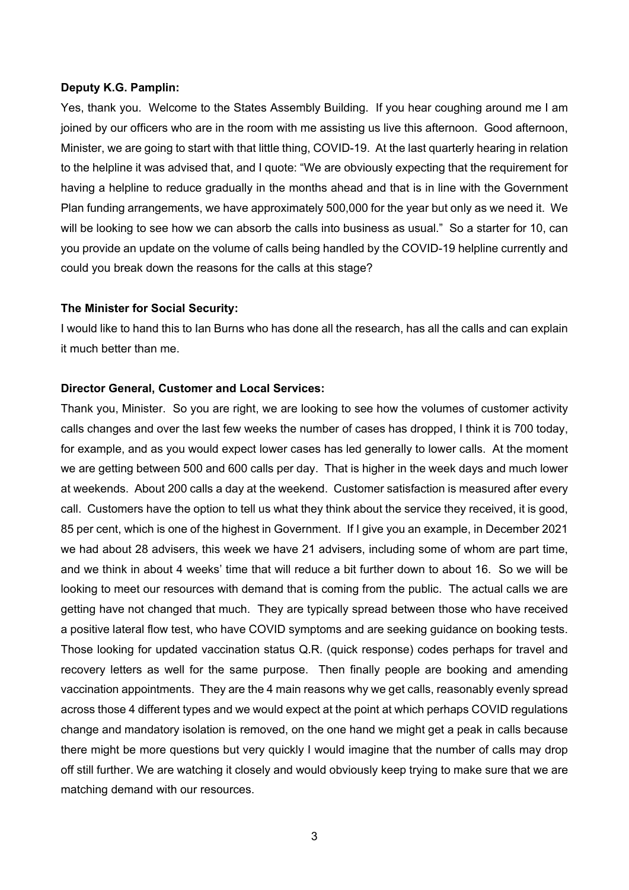**Deputy K.G. Pamplin:**

Yes, thank you. Welcome to the States Assembly Building. If you hear coughing around me I am joined by our officers who are in the room with me assisting us live this afternoon. Good afternoon, Minister, we are going to start with that little thing, COVID-19. At the last quarterly hearing in relation to the helpline it was advised that, and I quote: "We are obviously expecting that the requirement for having a helpline to reduce gradually in the months ahead and that is in line with the Government Plan funding arrangements, we have approximately 500,000 for the year but only as we need it. We will be looking to see how we can absorb the calls into business as usual." So a starter for 10, can you provide an update on the volume of calls being handled by the COVID-19 helpline currently and could you break down the reasons for the calls at this stage?

**The Minister for Social Security:**

I would like to hand this to Ian Burns who has done all the research, has all the calls and can explain it much better than me.

**Director General, Customer and Local Services:**

Thank you, Minister. So you are right, we are looking to see how the volumes of customer activity calls changes and over the last few weeks the number of cases has dropped, I think it is 700 today, for example, and as you would expect lower cases has led generally to lower calls. At the moment we are getting between 500 and 600 calls per day. That is higher in the week days and much lower at weekends. About 200 calls a day at the weekend. Customer satisfaction is measured after every call. Customers have the option to tell us what they think about the service they received, it is good, 85 per cent, which is one of the highest in Government. If I give you an example, in December 2021 we had about 28 advisers, this week we have 21 advisers, including some of whom are part time, and we think in about 4 weeks' time that will reduce a bit further down to about 16. So we will be looking to meet our resources with demand that is coming from the public. The actual calls we are getting have not changed that much. They are typically spread between those who have received a positive lateral flow test, who have COVID symptoms and are seeking guidance on booking tests. Those looking for updated vaccination status Q.R. (quick response) codes perhaps for travel and recovery letters as well for the same purpose. Then finally people are booking and amending vaccination appointments. They are the 4 main reasons why we get calls, reasonably evenly spread across those 4 different types and we would expect at the point at which perhaps COVID regulations change and mandatory isolation is removed, on the one hand we might get a peak in calls because there might be more questions but very quickly I would imagine that the number of calls may drop off still further. We are watching it closely and would obviously keep trying to make sure that we are matching demand with our resources.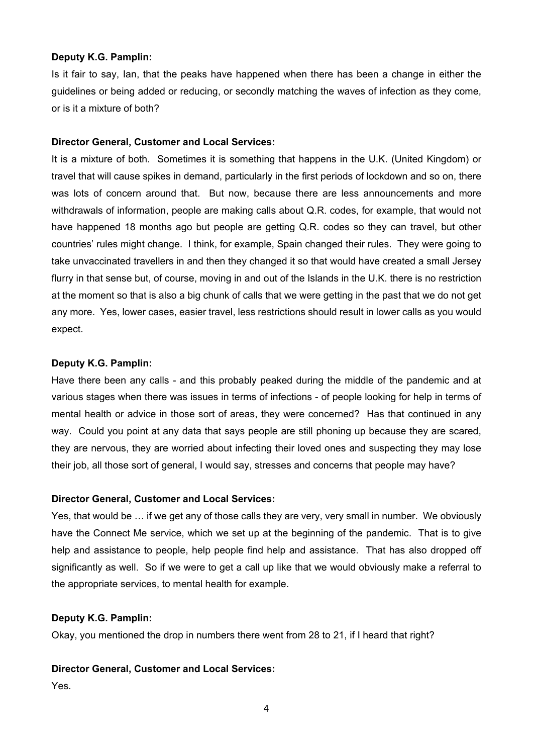**Deputy K.G. Pamplin:**

Is it fair to say, Ian, that the peaks have happened when there has been a change in either the guidelines or being added or reducing, or secondly matching the waves of infection as they come, or is it a mixture of both?

**Director General, Customer and Local Services:**

It is a mixture of both. Sometimes it is something that happens in the U.K. (United Kingdom) or travel that will cause spikes in demand, particularly in the first periods of lockdown and so on, there was lots of concern around that. But now, because there are less announcements and more withdrawals of information, people are making calls about Q.R. codes, for example, that would not have happened 18 months ago but people are getting Q.R. codes so they can travel, but other countries' rules might change. I think, for example, Spain changed their rules. They were going to take unvaccinated travellers in and then they changed it so that would have created a small Jersey flurry in that sense but, of course, moving in and out of the Islands in the U.K. there is no restriction at the moment so that is also a big chunk of calls that we were getting in the past that we do not get any more. Yes, lower cases, easier travel, less restrictions should result in lower calls as you would expect.

**Deputy K.G. Pamplin:**

Have there been any calls - and this probably peaked during the middle of the pandemic and at various stages when there was issues in terms of infections - of people looking for help in terms of mental health or advice in those sort of areas, they were concerned? Has that continued in any way. Could you point at any data that says people are still phoning up because they are scared, they are nervous, they are worried about infecting their loved ones and suspecting they may lose their job, all those sort of general, I would say, stresses and concerns that people may have?

**Director General, Customer and Local Services:**

Yes, that would be … if we get any of those calls they are very, very small in number. We obviously have the Connect Me service, which we set up at the beginning of the pandemic. That is to give help and assistance to people, help people find help and assistance. That has also dropped off significantly as well. So if we were to get a call up like that we would obviously make a referral to the appropriate services, to mental health for example.

**Deputy K.G. Pamplin:**

Okay, you mentioned the drop in numbers there went from 28 to 21, if I heard that right?

**Director General, Customer and Local Services:**

Yes.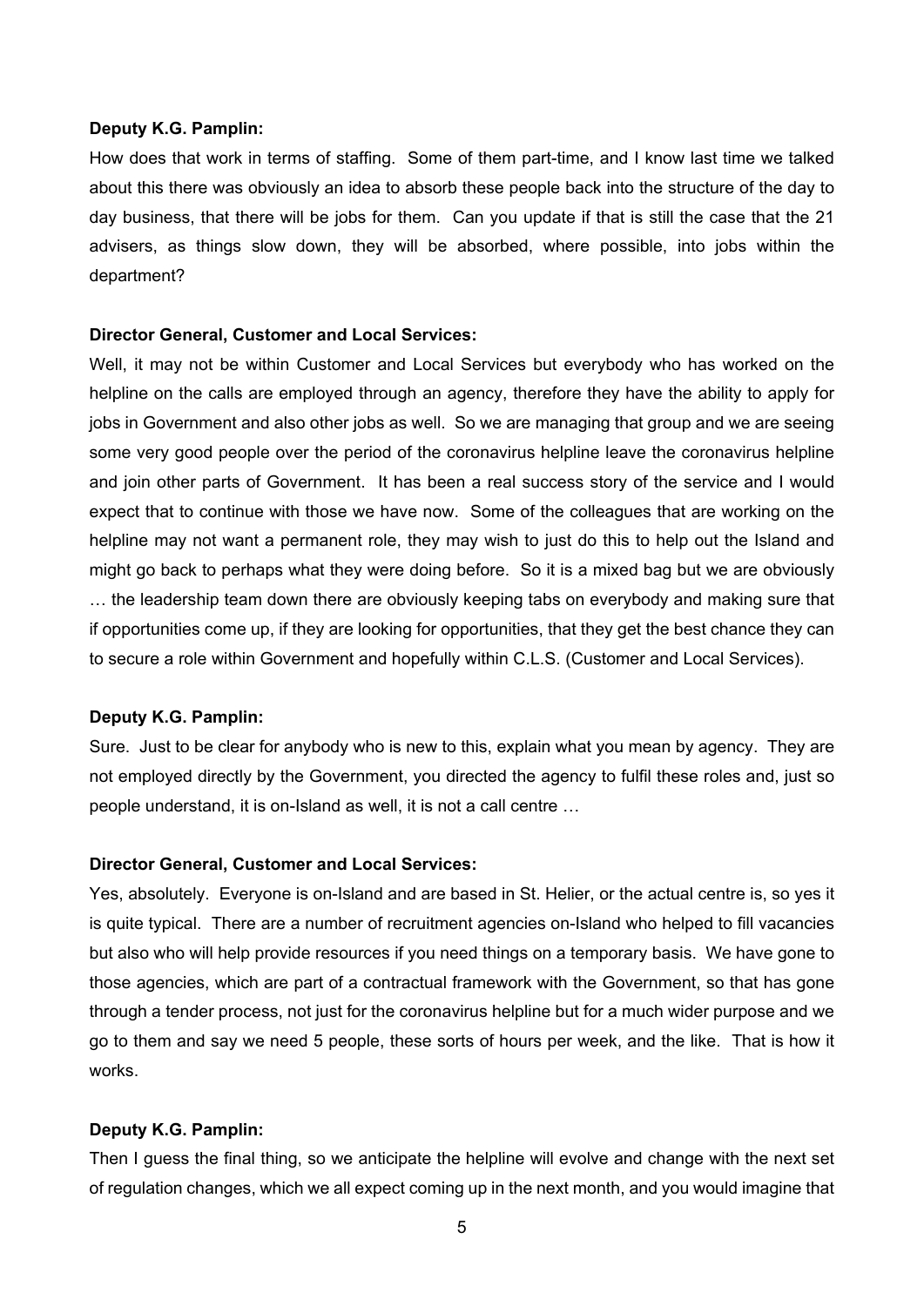**Deputy K.G. Pamplin:**

How does that work in terms of staffing. Some of them part-time, and I know last time we talked about this there was obviously an idea to absorb these people back into the structure of the day to day business, that there will be jobs for them. Can you update if that is still the case that the 21 advisers, as things slow down, they will be absorbed, where possible, into jobs within the department?

**Director General, Customer and Local Services:**

Well, it may not be within Customer and Local Services but everybody who has worked on the helpline on the calls are employed through an agency, therefore they have the ability to apply for jobs in Government and also other jobs as well. So we are managing that group and we are seeing some very good people over the period of the coronavirus helpline leave the coronavirus helpline and join other parts of Government. It has been a real success story of the service and I would expect that to continue with those we have now. Some of the colleagues that are working on the helpline may not want a permanent role, they may wish to just do this to help out the Island and might go back to perhaps what they were doing before. So it is a mixed bag but we are obviously … the leadership team down there are obviously keeping tabs on everybody and making sure that if opportunities come up, if they are looking for opportunities, that they get the best chance they can to secure a role within Government and hopefully within C.L.S. (Customer and Local Services).

**Deputy K.G. Pamplin:**

Sure. Just to be clear for anybody who is new to this, explain what you mean by agency. They are not employed directly by the Government, you directed the agency to fulfil these roles and, just so people understand, it is on-Island as well, it is not a call centre …

**Director General, Customer and Local Services:**

Yes, absolutely. Everyone is on-Island and are based in St. Helier, or the actual centre is, so yes it is quite typical. There are a number of recruitment agencies on-Island who helped to fill vacancies but also who will help provide resources if you need things on a temporary basis. We have gone to those agencies, which are part of a contractual framework with the Government, so that has gone through a tender process, not just for the coronavirus helpline but for a much wider purpose and we go to them and say we need 5 people, these sorts of hours per week, and the like. That is how it works.

**Deputy K.G. Pamplin:**

Then I guess the final thing, so we anticipate the helpline will evolve and change with the next set of regulation changes, which we all expect coming up in the next month, and you would imagine that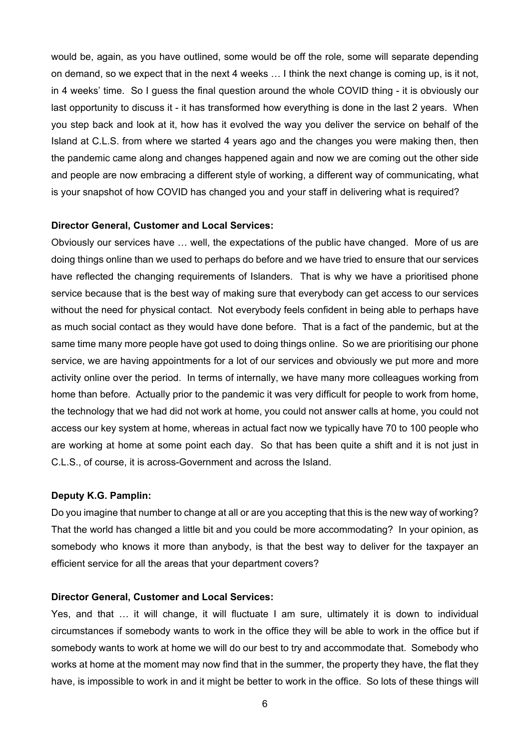would be, again, as you have outlined, some would be off the role, some will separate depending on demand, so we expect that in the next 4 weeks … I think the next change is coming up, is it not, in 4 weeks' time. So I guess the final question around the whole COVID thing - it is obviously our last opportunity to discuss it - it has transformed how everything is done in the last 2 years. When you step back and look at it, how has it evolved the way you deliver the service on behalf of the Island at C.L.S. from where we started 4 years ago and the changes you were making then, then the pandemic came along and changes happened again and now we are coming out the other side and people are now embracing a different style of working, a different way of communicating, what is your snapshot of how COVID has changed you and your staff in delivering what is required?

**Director General, Customer and Local Services:**

Obviously our services have … well, the expectations of the public have changed. More of us are doing things online than we used to perhaps do before and we have tried to ensure that our services have reflected the changing requirements of Islanders. That is why we have a prioritised phone service because that is the best way of making sure that everybody can get access to our services without the need for physical contact. Not everybody feels confident in being able to perhaps have as much social contact as they would have done before. That is a fact of the pandemic, but at the same time many more people have got used to doing things online. So we are prioritising our phone service, we are having appointments for a lot of our services and obviously we put more and more activity online over the period. In terms of internally, we have many more colleagues working from home than before. Actually prior to the pandemic it was very difficult for people to work from home, the technology that we had did not work at home, you could not answer calls at home, you could not access our key system at home, whereas in actual fact now we typically have 70 to 100 people who are working at home at some point each day. So that has been quite a shift and it is not just in C.L.S., of course, it is across-Government and across the Island.

**Deputy K.G. Pamplin:**

Do you imagine that number to change at all or are you accepting that this is the new way of working? That the world has changed a little bit and you could be more accommodating? In your opinion, as somebody who knows it more than anybody, is that the best way to deliver for the taxpayer an efficient service for all the areas that your department covers?

**Director General, Customer and Local Services:**

Yes, and that … it will change, it will fluctuate I am sure, ultimately it is down to individual circumstances if somebody wants to work in the office they will be able to work in the office but if somebody wants to work at home we will do our best to try and accommodate that. Somebody who works at home at the moment may now find that in the summer, the property they have, the flat they have, is impossible to work in and it might be better to work in the office. So lots of these things will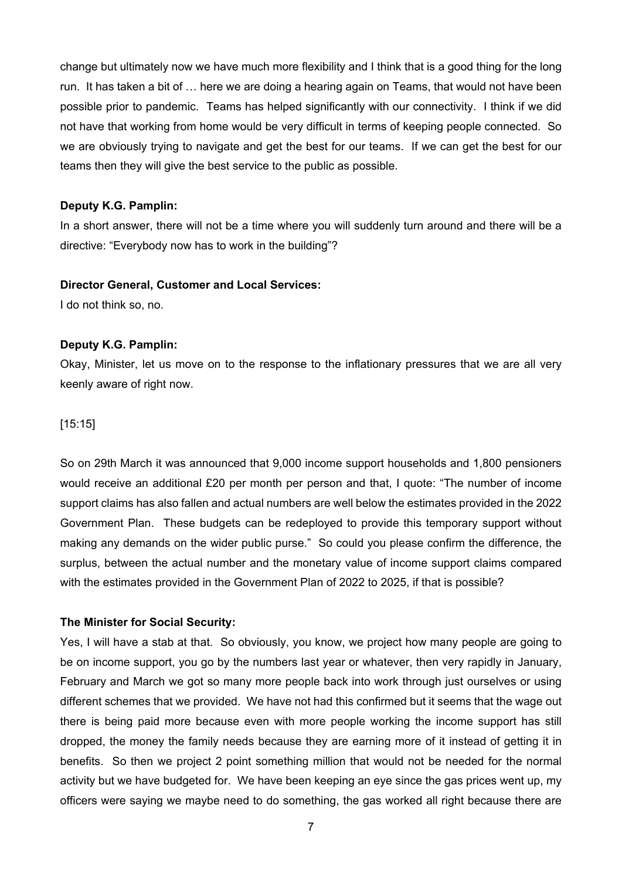change but ultimately now we have much more flexibility and I think that is a good thing for the long run. It has taken a bit of … here we are doing a hearing again on Teams, that would not have been possible prior to pandemic. Teams has helped significantly with our connectivity. I think if we did not have that working from home would be very difficult in terms of keeping people connected. So we are obviously trying to navigate and get the best for our teams. If we can get the best for our teams then they will give the best service to the public as possible.

**Deputy K.G. Pamplin:**

In a short answer, there will not be a time where you will suddenly turn around and there will be a directive: "Everybody now has to work in the building"?

**Director General, Customer and Local Services:**

I do not think so, no.

**Deputy K.G. Pamplin:**

Okay, Minister, let us move on to the response to the inflationary pressures that we are all very keenly aware of right now.

[15:15]

So on 29th March it was announced that 9,000 income support households and 1,800 pensioners would receive an additional £20 per month per person and that, I quote: "The number of income support claims has also fallen and actual numbers are well below the estimates provided in the 2022 Government Plan. These budgets can be redeployed to provide this temporary support without making any demands on the wider public purse." So could you please confirm the difference, the surplus, between the actual number and the monetary value of income support claims compared with the estimates provided in the Government Plan of 2022 to 2025, if that is possible?

**The Minister for Social Security:**

Yes, I will have a stab at that. So obviously, you know, we project how many people are going to be on income support, you go by the numbers last year or whatever, then very rapidly in January, February and March we got so many more people back into work through just ourselves or using different schemes that we provided. We have not had this confirmed but it seems that the wage out there is being paid more because even with more people working the income support has still dropped, the money the family needs because they are earning more of it instead of getting it in benefits. So then we project 2 point something million that would not be needed for the normal activity but we have budgeted for. We have been keeping an eye since the gas prices went up, my officers were saying we maybe need to do something, the gas worked all right because there are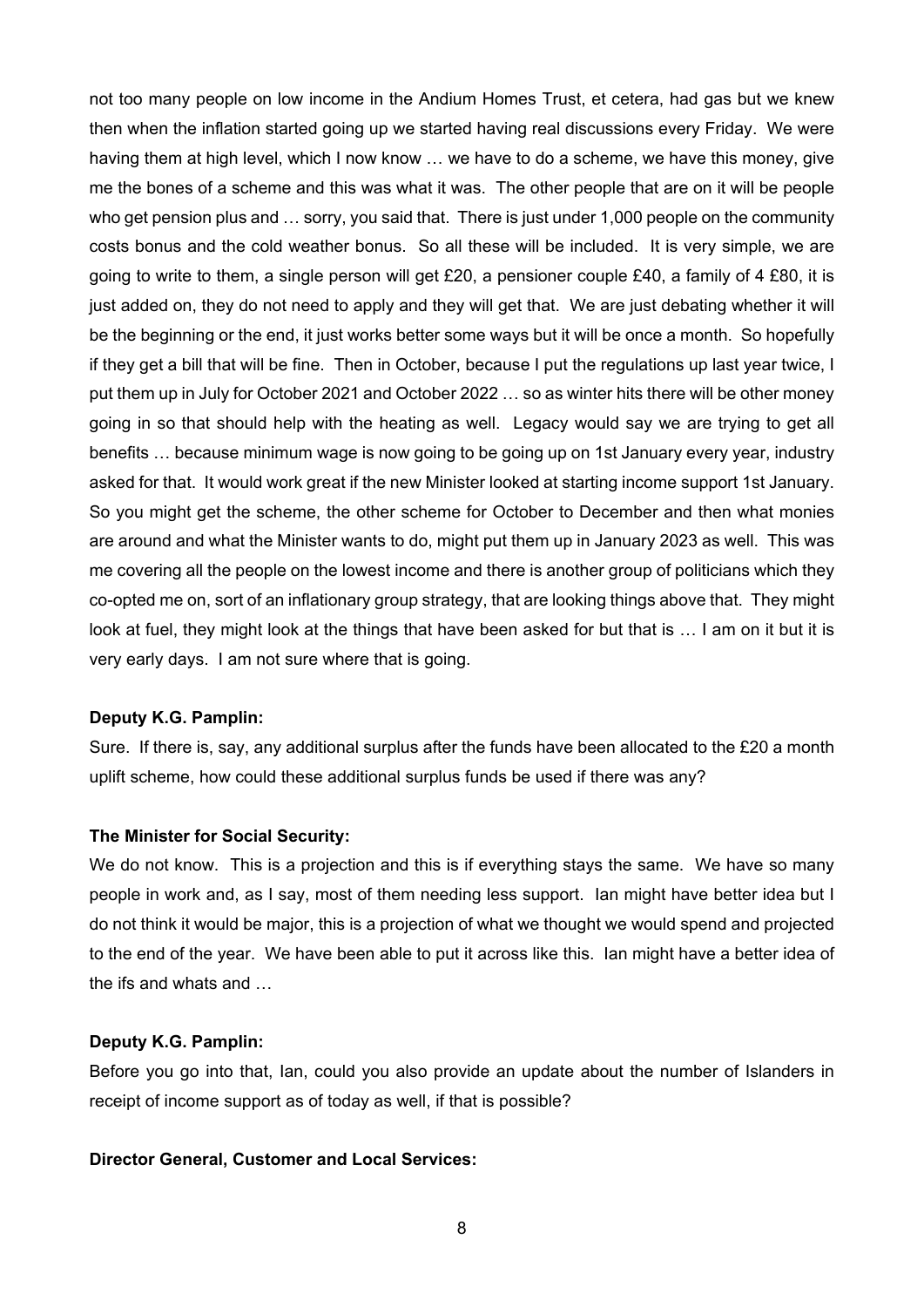not too many people on low income in the Andium Homes Trust, et cetera, had gas but we knew then when the inflation started going up we started having real discussions every Friday. We were having them at high level, which I now know … we have to do a scheme, we have this money, give me the bones of a scheme and this was what it was. The other people that are on it will be people who get pension plus and … sorry, you said that. There is just under 1,000 people on the community costs bonus and the cold weather bonus. So all these will be included. It is very simple, we are going to write to them, a single person will get £20, a pensioner couple £40, a family of 4 £80, it is just added on, they do not need to apply and they will get that. We are just debating whether it will be the beginning or the end, it just works better some ways but it will be once a month. So hopefully if they get a bill that will be fine. Then in October, because I put the regulations up last year twice, I put them up in July for October 2021 and October 2022 … so as winter hits there will be other money going in so that should help with the heating as well. Legacy would say we are trying to get all benefits … because minimum wage is now going to be going up on 1st January every year, industry asked for that. It would work great if the new Minister looked at starting income support 1st January. So you might get the scheme, the other scheme for October to December and then what monies are around and what the Minister wants to do, might put them up in January 2023 as well. This was me covering all the people on the lowest income and there is another group of politicians which they co-opted me on, sort of an inflationary group strategy, that are looking things above that. They might look at fuel, they might look at the things that have been asked for but that is … I am on it but it is very early days. I am not sure where that is going.

**Deputy K.G. Pamplin:**

Sure. If there is, say, any additional surplus after the funds have been allocated to the £20 a month uplift scheme, how could these additional surplus funds be used if there was any?

**The Minister for Social Security:**

We do not know. This is a projection and this is if everything stays the same. We have so many people in work and, as I say, most of them needing less support. Ian might have better idea but I do not think it would be major, this is a projection of what we thought we would spend and projected to the end of the year. We have been able to put it across like this. Ian might have a better idea of the ifs and whats and …

**Deputy K.G. Pamplin:**

Before you go into that, Ian, could you also provide an update about the number of Islanders in receipt of income support as of today as well, if that is possible?

**Director General, Customer and Local Services:**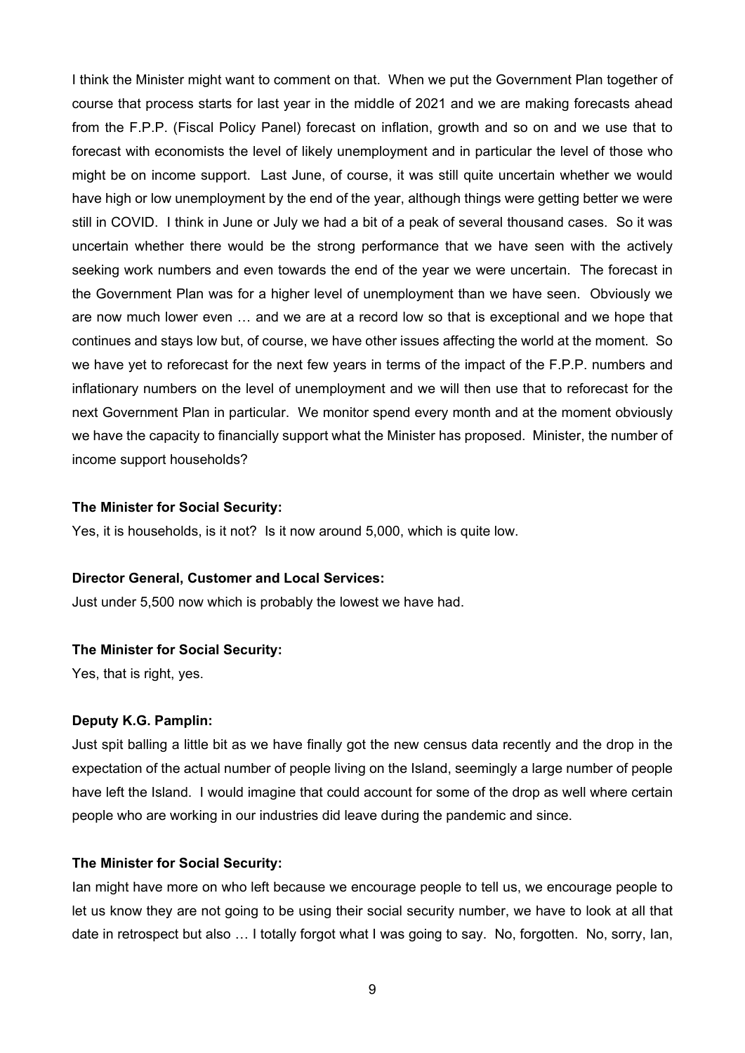I think the Minister might want to comment on that. When we put the Government Plan together of course that process starts for last year in the middle of 2021 and we are making forecasts ahead from the F.P.P. (Fiscal Policy Panel) forecast on inflation, growth and so on and we use that to forecast with economists the level of likely unemployment and in particular the level of those who might be on income support. Last June, of course, it was still quite uncertain whether we would have high or low unemployment by the end of the year, although things were getting better we were still in COVID. I think in June or July we had a bit of a peak of several thousand cases. So it was uncertain whether there would be the strong performance that we have seen with the actively seeking work numbers and even towards the end of the year we were uncertain. The forecast in the Government Plan was for a higher level of unemployment than we have seen. Obviously we are now much lower even … and we are at a record low so that is exceptional and we hope that continues and stays low but, of course, we have other issues affecting the world at the moment. So we have yet to reforecast for the next few years in terms of the impact of the F.P.P. numbers and inflationary numbers on the level of unemployment and we will then use that to reforecast for the next Government Plan in particular. We monitor spend every month and at the moment obviously we have the capacity to financially support what the Minister has proposed. Minister, the number of income support households?

**The Minister for Social Security:**
Yes, it is households, is it not? Is it now around 5,000, which is quite low.

**Director General, Customer and Local Services:**
Just under 5,500 now which is probably the lowest we have had.

**The Minister for Social Security:**
Yes, that is right, yes.

**Deputy K.G. Pamplin:**
Just spit balling a little bit as we have finally got the new census data recently and the drop in the expectation of the actual number of people living on the Island, seemingly a large number of people have left the Island. I would imagine that could account for some of the drop as well where certain people who are working in our industries did leave during the pandemic and since.

**The Minister for Social Security:**
Ian might have more on who left because we encourage people to tell us, we encourage people to let us know they are not going to be using their social security number, we have to look at all that date in retrospect but also … I totally forgot what I was going to say. No, forgotten. No, sorry, Ian,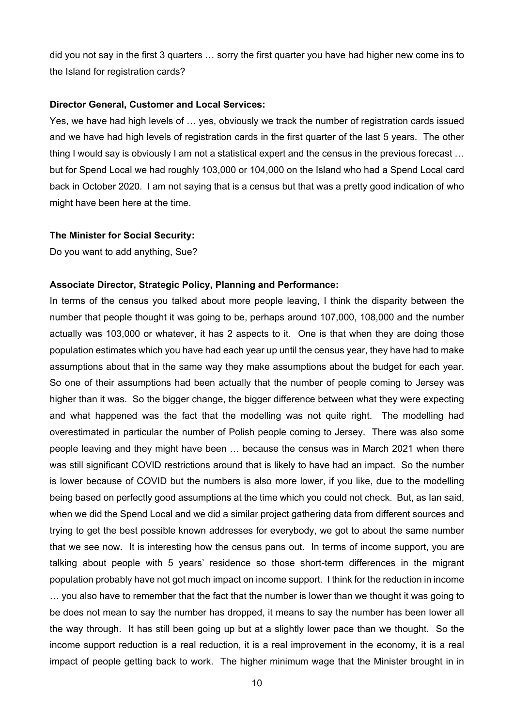did you not say in the first 3 quarters … sorry the first quarter you have had higher new come ins to the Island for registration cards?

**Director General, Customer and Local Services:**

Yes, we have had high levels of … yes, obviously we track the number of registration cards issued and we have had high levels of registration cards in the first quarter of the last 5 years. The other thing I would say is obviously I am not a statistical expert and the census in the previous forecast … but for Spend Local we had roughly 103,000 or 104,000 on the Island who had a Spend Local card back in October 2020. I am not saying that is a census but that was a pretty good indication of who might have been here at the time.

**The Minister for Social Security:**

Do you want to add anything, Sue?

**Associate Director, Strategic Policy, Planning and Performance:**

In terms of the census you talked about more people leaving, I think the disparity between the number that people thought it was going to be, perhaps around 107,000, 108,000 and the number actually was 103,000 or whatever, it has 2 aspects to it. One is that when they are doing those population estimates which you have had each year up until the census year, they have had to make assumptions about that in the same way they make assumptions about the budget for each year. So one of their assumptions had been actually that the number of people coming to Jersey was higher than it was. So the bigger change, the bigger difference between what they were expecting and what happened was the fact that the modelling was not quite right. The modelling had overestimated in particular the number of Polish people coming to Jersey. There was also some people leaving and they might have been … because the census was in March 2021 when there was still significant COVID restrictions around that is likely to have had an impact. So the number is lower because of COVID but the numbers is also more lower, if you like, due to the modelling being based on perfectly good assumptions at the time which you could not check. But, as Ian said, when we did the Spend Local and we did a similar project gathering data from different sources and trying to get the best possible known addresses for everybody, we got to about the same number that we see now. It is interesting how the census pans out. In terms of income support, you are talking about people with 5 years' residence so those short-term differences in the migrant population probably have not got much impact on income support. I think for the reduction in income … you also have to remember that the fact that the number is lower than we thought it was going to be does not mean to say the number has dropped, it means to say the number has been lower all the way through. It has still been going up but at a slightly lower pace than we thought. So the income support reduction is a real reduction, it is a real improvement in the economy, it is a real impact of people getting back to work. The higher minimum wage that the Minister brought in in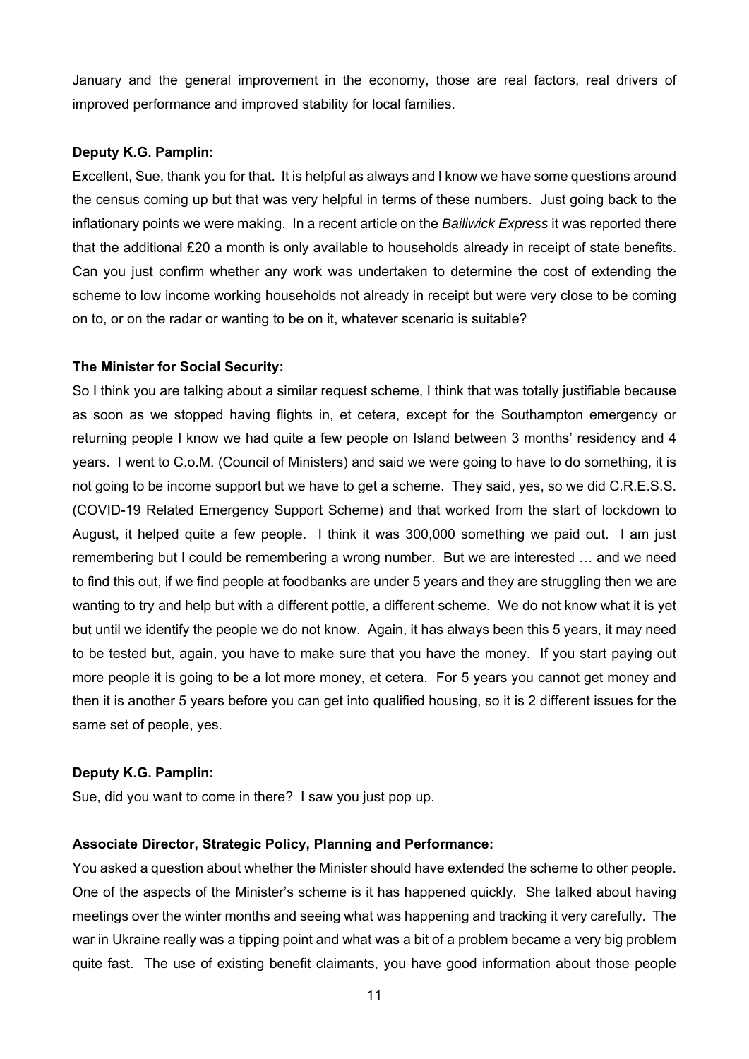January and the general improvement in the economy, those are real factors, real drivers of improved performance and improved stability for local families.

**Deputy K.G. Pamplin:**

Excellent, Sue, thank you for that. It is helpful as always and I know we have some questions around the census coming up but that was very helpful in terms of these numbers. Just going back to the inflationary points we were making. In a recent article on the *Bailiwick Express* it was reported there that the additional £20 a month is only available to households already in receipt of state benefits. Can you just confirm whether any work was undertaken to determine the cost of extending the scheme to low income working households not already in receipt but were very close to be coming on to, or on the radar or wanting to be on it, whatever scenario is suitable?

**The Minister for Social Security:**

So I think you are talking about a similar request scheme, I think that was totally justifiable because as soon as we stopped having flights in, et cetera, except for the Southampton emergency or returning people I know we had quite a few people on Island between 3 months' residency and 4 years. I went to C.o.M. (Council of Ministers) and said we were going to have to do something, it is not going to be income support but we have to get a scheme. They said, yes, so we did C.R.E.S.S. (COVID-19 Related Emergency Support Scheme) and that worked from the start of lockdown to August, it helped quite a few people. I think it was 300,000 something we paid out. I am just remembering but I could be remembering a wrong number. But we are interested … and we need to find this out, if we find people at foodbanks are under 5 years and they are struggling then we are wanting to try and help but with a different pottle, a different scheme. We do not know what it is yet but until we identify the people we do not know. Again, it has always been this 5 years, it may need to be tested but, again, you have to make sure that you have the money. If you start paying out more people it is going to be a lot more money, et cetera. For 5 years you cannot get money and then it is another 5 years before you can get into qualified housing, so it is 2 different issues for the same set of people, yes.

**Deputy K.G. Pamplin:**

Sue, did you want to come in there? I saw you just pop up.

**Associate Director, Strategic Policy, Planning and Performance:**

You asked a question about whether the Minister should have extended the scheme to other people. One of the aspects of the Minister's scheme is it has happened quickly. She talked about having meetings over the winter months and seeing what was happening and tracking it very carefully. The war in Ukraine really was a tipping point and what was a bit of a problem became a very big problem quite fast. The use of existing benefit claimants, you have good information about those people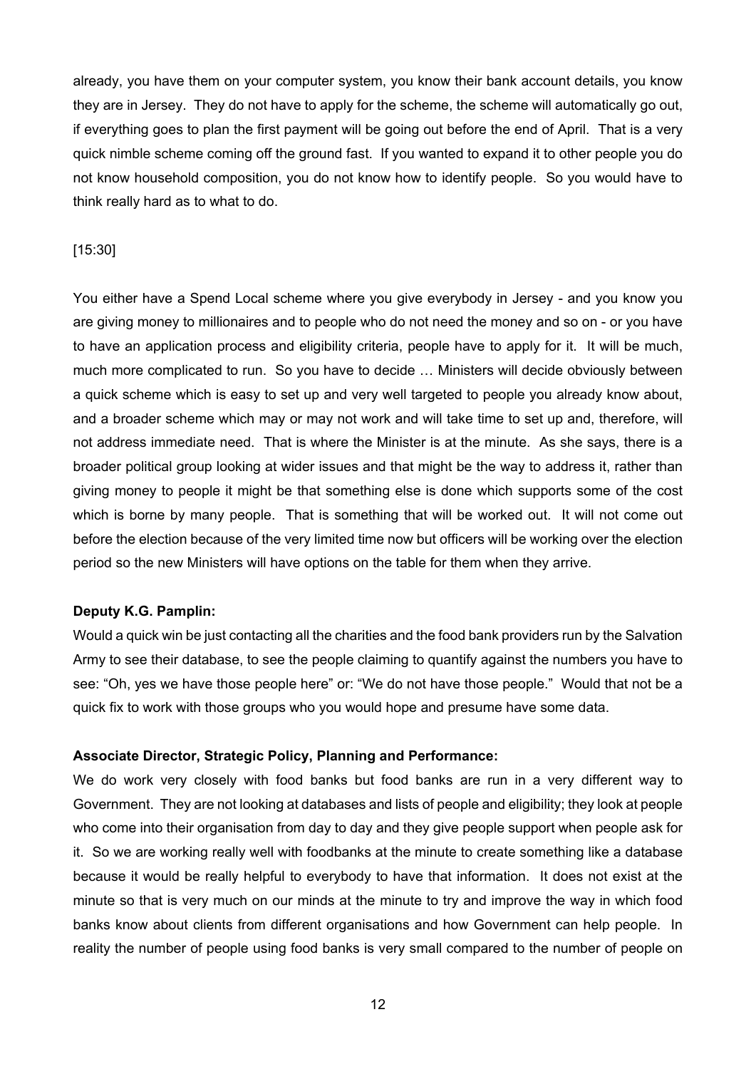already, you have them on your computer system, you know their bank account details, you know they are in Jersey. They do not have to apply for the scheme, the scheme will automatically go out, if everything goes to plan the first payment will be going out before the end of April. That is a very quick nimble scheme coming off the ground fast. If you wanted to expand it to other people you do not know household composition, you do not know how to identify people. So you would have to think really hard as to what to do.

[15:30]

You either have a Spend Local scheme where you give everybody in Jersey - and you know you are giving money to millionaires and to people who do not need the money and so on - or you have to have an application process and eligibility criteria, people have to apply for it. It will be much, much more complicated to run. So you have to decide … Ministers will decide obviously between a quick scheme which is easy to set up and very well targeted to people you already know about, and a broader scheme which may or may not work and will take time to set up and, therefore, will not address immediate need. That is where the Minister is at the minute. As she says, there is a broader political group looking at wider issues and that might be the way to address it, rather than giving money to people it might be that something else is done which supports some of the cost which is borne by many people. That is something that will be worked out. It will not come out before the election because of the very limited time now but officers will be working over the election period so the new Ministers will have options on the table for them when they arrive.

**Deputy K.G. Pamplin:**

Would a quick win be just contacting all the charities and the food bank providers run by the Salvation Army to see their database, to see the people claiming to quantify against the numbers you have to see: "Oh, yes we have those people here" or: "We do not have those people." Would that not be a quick fix to work with those groups who you would hope and presume have some data.

**Associate Director, Strategic Policy, Planning and Performance:**

We do work very closely with food banks but food banks are run in a very different way to Government. They are not looking at databases and lists of people and eligibility; they look at people who come into their organisation from day to day and they give people support when people ask for it. So we are working really well with foodbanks at the minute to create something like a database because it would be really helpful to everybody to have that information. It does not exist at the minute so that is very much on our minds at the minute to try and improve the way in which food banks know about clients from different organisations and how Government can help people. In reality the number of people using food banks is very small compared to the number of people on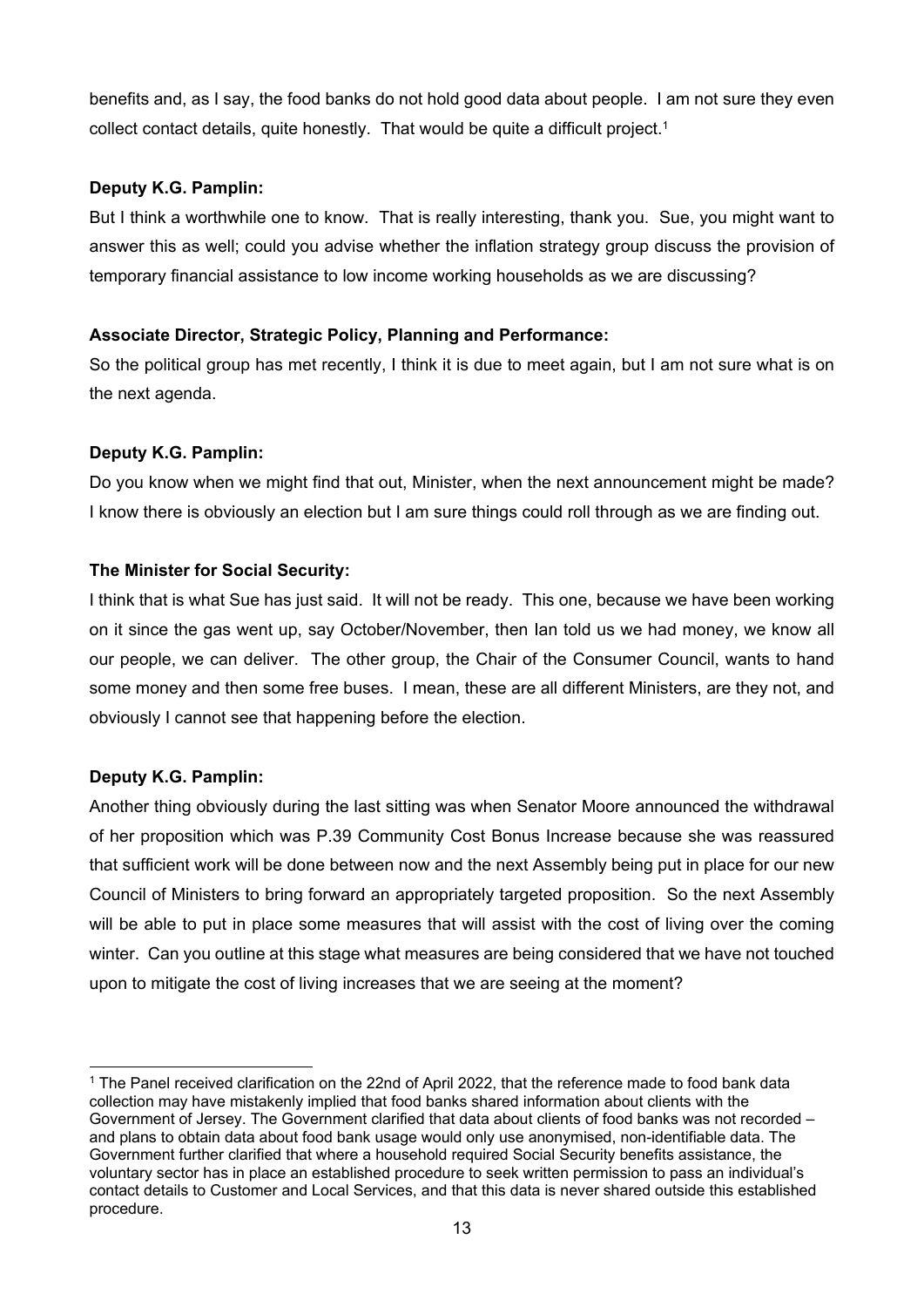benefits and, as I say, the food banks do not hold good data about people. I am not sure they even collect contact details, quite honestly. That would be quite a difficult project.[1]

**Deputy K.G. Pamplin:**

But I think a worthwhile one to know. That is really interesting, thank you. Sue, you might want to answer this as well; could you advise whether the inflation strategy group discuss the provision of temporary financial assistance to low income working households as we are discussing?

**Associate Director, Strategic Policy, Planning and Performance:**

So the political group has met recently, I think it is due to meet again, but I am not sure what is on the next agenda.

**Deputy K.G. Pamplin:**

Do you know when we might find that out, Minister, when the next announcement might be made? I know there is obviously an election but I am sure things could roll through as we are finding out.

**The Minister for Social Security:**

I think that is what Sue has just said. It will not be ready. This one, because we have been working on it since the gas went up, say October/November, then Ian told us we had money, we know all our people, we can deliver. The other group, the Chair of the Consumer Council, wants to hand some money and then some free buses. I mean, these are all different Ministers, are they not, and obviously I cannot see that happening before the election.

**Deputy K.G. Pamplin:**

Another thing obviously during the last sitting was when Senator Moore announced the withdrawal of her proposition which was P.39 Community Cost Bonus Increase because she was reassured that sufficient work will be done between now and the next Assembly being put in place for our new Council of Ministers to bring forward an appropriately targeted proposition. So the next Assembly will be able to put in place some measures that will assist with the cost of living over the coming winter. Can you outline at this stage what measures are being considered that we have not touched upon to mitigate the cost of living increases that we are seeing at the moment?

---

[1] The Panel received clarification on the 22nd of April 2022, that the reference made to food bank data collection may have mistakenly implied that food banks shared information about clients with the Government of Jersey. The Government clarified that data about clients of food banks was not recorded – and plans to obtain data about food bank usage would only use anonymised, non-identifiable data. The Government further clarified that where a household required Social Security benefits assistance, the voluntary sector has in place an established procedure to seek written permission to pass an individual's contact details to Customer and Local Services, and that this data is never shared outside this established procedure.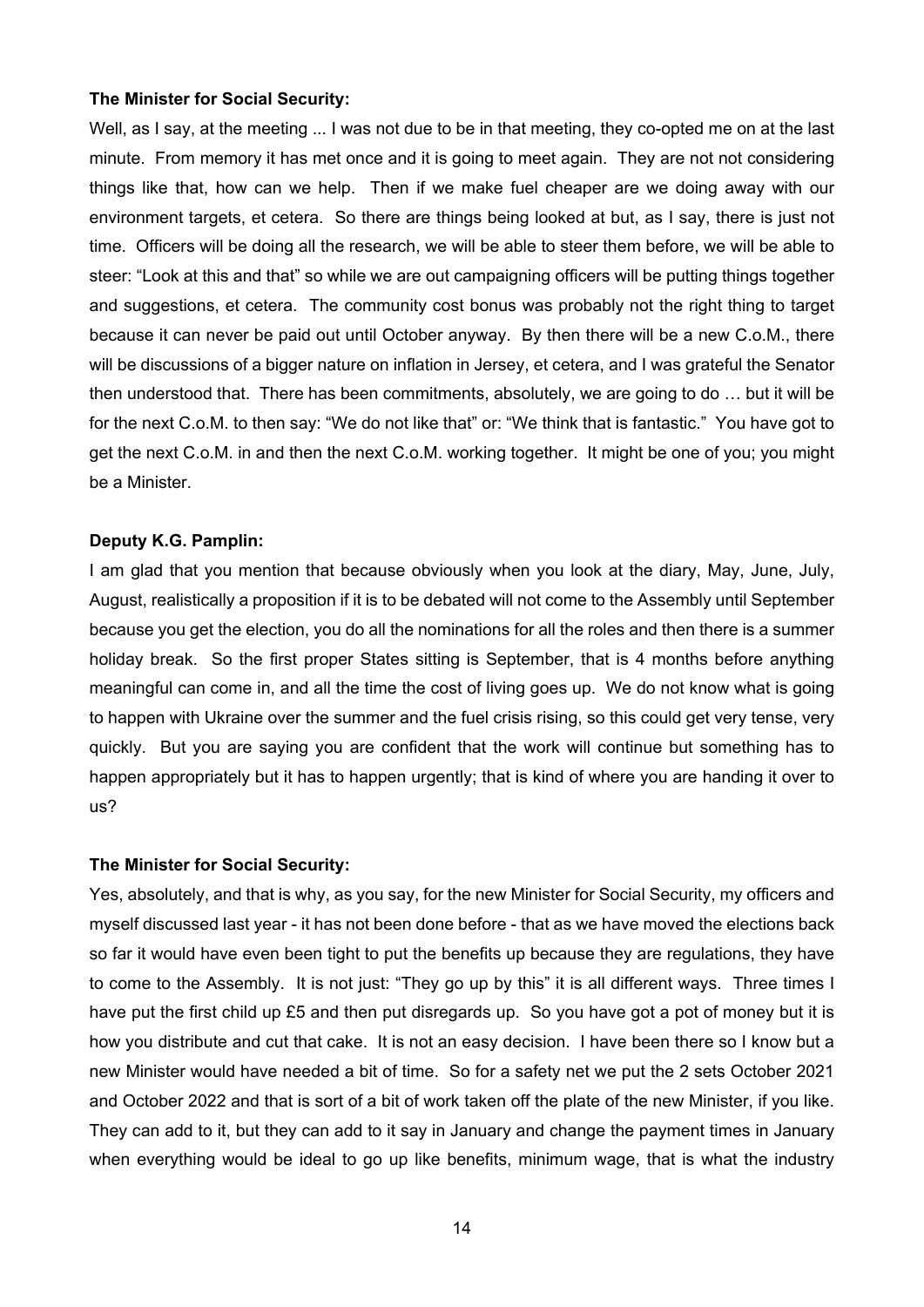**The Minister for Social Security:**

Well, as I say, at the meeting ... I was not due to be in that meeting, they co-opted me on at the last minute. From memory it has met once and it is going to meet again. They are not not considering things like that, how can we help. Then if we make fuel cheaper are we doing away with our environment targets, et cetera. So there are things being looked at but, as I say, there is just not time. Officers will be doing all the research, we will be able to steer them before, we will be able to steer: "Look at this and that" so while we are out campaigning officers will be putting things together and suggestions, et cetera. The community cost bonus was probably not the right thing to target because it can never be paid out until October anyway. By then there will be a new C.o.M., there will be discussions of a bigger nature on inflation in Jersey, et cetera, and I was grateful the Senator then understood that. There has been commitments, absolutely, we are going to do … but it will be for the next C.o.M. to then say: "We do not like that" or: "We think that is fantastic." You have got to get the next C.o.M. in and then the next C.o.M. working together. It might be one of you; you might be a Minister.

**Deputy K.G. Pamplin:**

I am glad that you mention that because obviously when you look at the diary, May, June, July, August, realistically a proposition if it is to be debated will not come to the Assembly until September because you get the election, you do all the nominations for all the roles and then there is a summer holiday break. So the first proper States sitting is September, that is 4 months before anything meaningful can come in, and all the time the cost of living goes up. We do not know what is going to happen with Ukraine over the summer and the fuel crisis rising, so this could get very tense, very quickly. But you are saying you are confident that the work will continue but something has to happen appropriately but it has to happen urgently; that is kind of where you are handing it over to us?

**The Minister for Social Security:**

Yes, absolutely, and that is why, as you say, for the new Minister for Social Security, my officers and myself discussed last year - it has not been done before - that as we have moved the elections back so far it would have even been tight to put the benefits up because they are regulations, they have to come to the Assembly. It is not just: "They go up by this" it is all different ways. Three times I have put the first child up £5 and then put disregards up. So you have got a pot of money but it is how you distribute and cut that cake. It is not an easy decision. I have been there so I know but a new Minister would have needed a bit of time. So for a safety net we put the 2 sets October 2021 and October 2022 and that is sort of a bit of work taken off the plate of the new Minister, if you like. They can add to it, but they can add to it say in January and change the payment times in January when everything would be ideal to go up like benefits, minimum wage, that is what the industry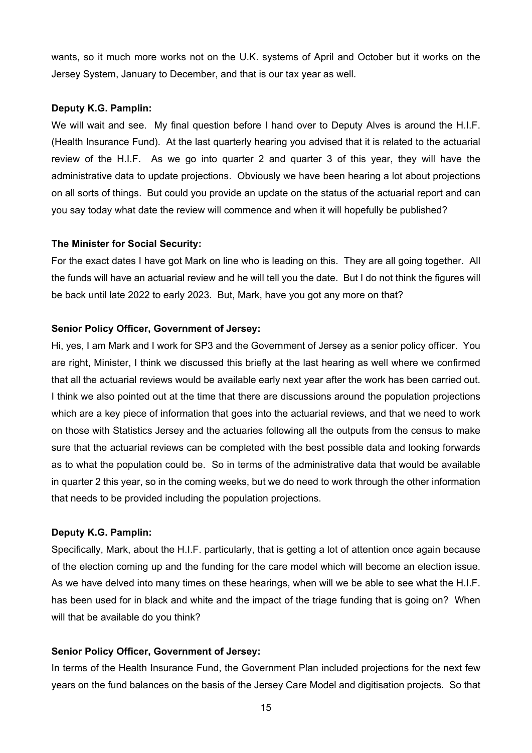wants, so it much more works not on the U.K. systems of April and October but it works on the Jersey System, January to December, and that is our tax year as well.

**Deputy K.G. Pamplin:**

We will wait and see. My final question before I hand over to Deputy Alves is around the H.I.F. (Health Insurance Fund). At the last quarterly hearing you advised that it is related to the actuarial review of the H.I.F. As we go into quarter 2 and quarter 3 of this year, they will have the administrative data to update projections. Obviously we have been hearing a lot about projections on all sorts of things. But could you provide an update on the status of the actuarial report and can you say today what date the review will commence and when it will hopefully be published?

**The Minister for Social Security:**

For the exact dates I have got Mark on line who is leading on this. They are all going together. All the funds will have an actuarial review and he will tell you the date. But I do not think the figures will be back until late 2022 to early 2023. But, Mark, have you got any more on that?

**Senior Policy Officer, Government of Jersey:**

Hi, yes, I am Mark and I work for SP3 and the Government of Jersey as a senior policy officer. You are right, Minister, I think we discussed this briefly at the last hearing as well where we confirmed that all the actuarial reviews would be available early next year after the work has been carried out. I think we also pointed out at the time that there are discussions around the population projections which are a key piece of information that goes into the actuarial reviews, and that we need to work on those with Statistics Jersey and the actuaries following all the outputs from the census to make sure that the actuarial reviews can be completed with the best possible data and looking forwards as to what the population could be. So in terms of the administrative data that would be available in quarter 2 this year, so in the coming weeks, but we do need to work through the other information that needs to be provided including the population projections.

**Deputy K.G. Pamplin:**

Specifically, Mark, about the H.I.F. particularly, that is getting a lot of attention once again because of the election coming up and the funding for the care model which will become an election issue. As we have delved into many times on these hearings, when will we be able to see what the H.I.F. has been used for in black and white and the impact of the triage funding that is going on? When will that be available do you think?

**Senior Policy Officer, Government of Jersey:**

In terms of the Health Insurance Fund, the Government Plan included projections for the next few years on the fund balances on the basis of the Jersey Care Model and digitisation projects. So that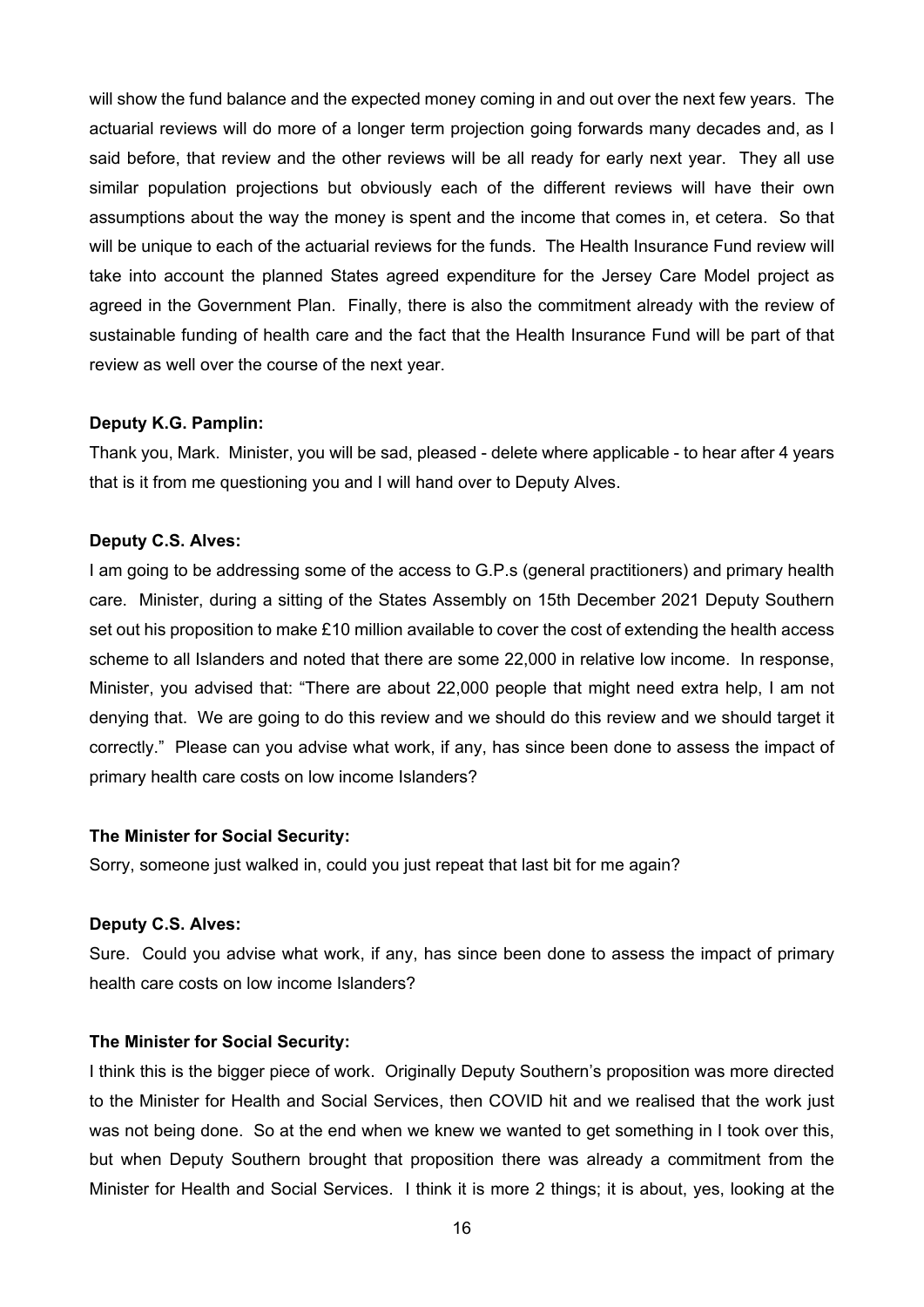will show the fund balance and the expected money coming in and out over the next few years. The actuarial reviews will do more of a longer term projection going forwards many decades and, as I said before, that review and the other reviews will be all ready for early next year. They all use similar population projections but obviously each of the different reviews will have their own assumptions about the way the money is spent and the income that comes in, et cetera. So that will be unique to each of the actuarial reviews for the funds. The Health Insurance Fund review will take into account the planned States agreed expenditure for the Jersey Care Model project as agreed in the Government Plan. Finally, there is also the commitment already with the review of sustainable funding of health care and the fact that the Health Insurance Fund will be part of that review as well over the course of the next year.

**Deputy K.G. Pamplin:**

Thank you, Mark. Minister, you will be sad, pleased - delete where applicable - to hear after 4 years that is it from me questioning you and I will hand over to Deputy Alves.

**Deputy C.S. Alves:**

I am going to be addressing some of the access to G.P.s (general practitioners) and primary health care. Minister, during a sitting of the States Assembly on 15th December 2021 Deputy Southern set out his proposition to make £10 million available to cover the cost of extending the health access scheme to all Islanders and noted that there are some 22,000 in relative low income. In response, Minister, you advised that: "There are about 22,000 people that might need extra help, I am not denying that. We are going to do this review and we should do this review and we should target it correctly." Please can you advise what work, if any, has since been done to assess the impact of primary health care costs on low income Islanders?

**The Minister for Social Security:**

Sorry, someone just walked in, could you just repeat that last bit for me again?

**Deputy C.S. Alves:**

Sure. Could you advise what work, if any, has since been done to assess the impact of primary health care costs on low income Islanders?

**The Minister for Social Security:**

I think this is the bigger piece of work. Originally Deputy Southern's proposition was more directed to the Minister for Health and Social Services, then COVID hit and we realised that the work just was not being done. So at the end when we knew we wanted to get something in I took over this, but when Deputy Southern brought that proposition there was already a commitment from the Minister for Health and Social Services. I think it is more 2 things; it is about, yes, looking at the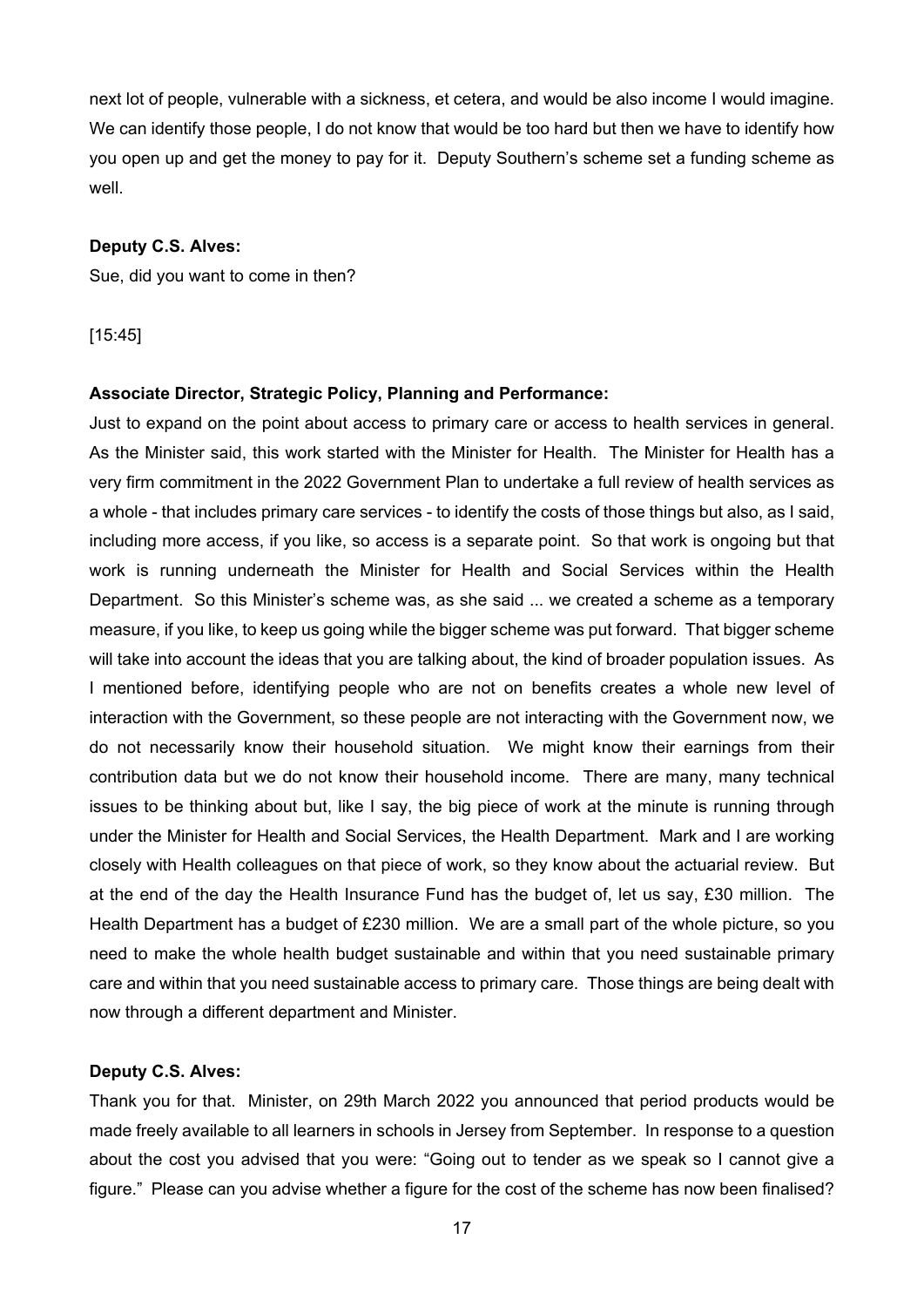next lot of people, vulnerable with a sickness, et cetera, and would be also income I would imagine. We can identify those people, I do not know that would be too hard but then we have to identify how you open up and get the money to pay for it. Deputy Southern's scheme set a funding scheme as well.

**Deputy C.S. Alves:**

Sue, did you want to come in then?

[15:45]

**Associate Director, Strategic Policy, Planning and Performance:**

Just to expand on the point about access to primary care or access to health services in general. As the Minister said, this work started with the Minister for Health. The Minister for Health has a very firm commitment in the 2022 Government Plan to undertake a full review of health services as a whole - that includes primary care services - to identify the costs of those things but also, as I said, including more access, if you like, so access is a separate point. So that work is ongoing but that work is running underneath the Minister for Health and Social Services within the Health Department. So this Minister's scheme was, as she said ... we created a scheme as a temporary measure, if you like, to keep us going while the bigger scheme was put forward. That bigger scheme will take into account the ideas that you are talking about, the kind of broader population issues. As I mentioned before, identifying people who are not on benefits creates a whole new level of interaction with the Government, so these people are not interacting with the Government now, we do not necessarily know their household situation. We might know their earnings from their contribution data but we do not know their household income. There are many, many technical issues to be thinking about but, like I say, the big piece of work at the minute is running through under the Minister for Health and Social Services, the Health Department. Mark and I are working closely with Health colleagues on that piece of work, so they know about the actuarial review. But at the end of the day the Health Insurance Fund has the budget of, let us say, £30 million. The Health Department has a budget of £230 million. We are a small part of the whole picture, so you need to make the whole health budget sustainable and within that you need sustainable primary care and within that you need sustainable access to primary care. Those things are being dealt with now through a different department and Minister.

**Deputy C.S. Alves:**

Thank you for that. Minister, on 29th March 2022 you announced that period products would be made freely available to all learners in schools in Jersey from September. In response to a question about the cost you advised that you were: "Going out to tender as we speak so I cannot give a figure." Please can you advise whether a figure for the cost of the scheme has now been finalised?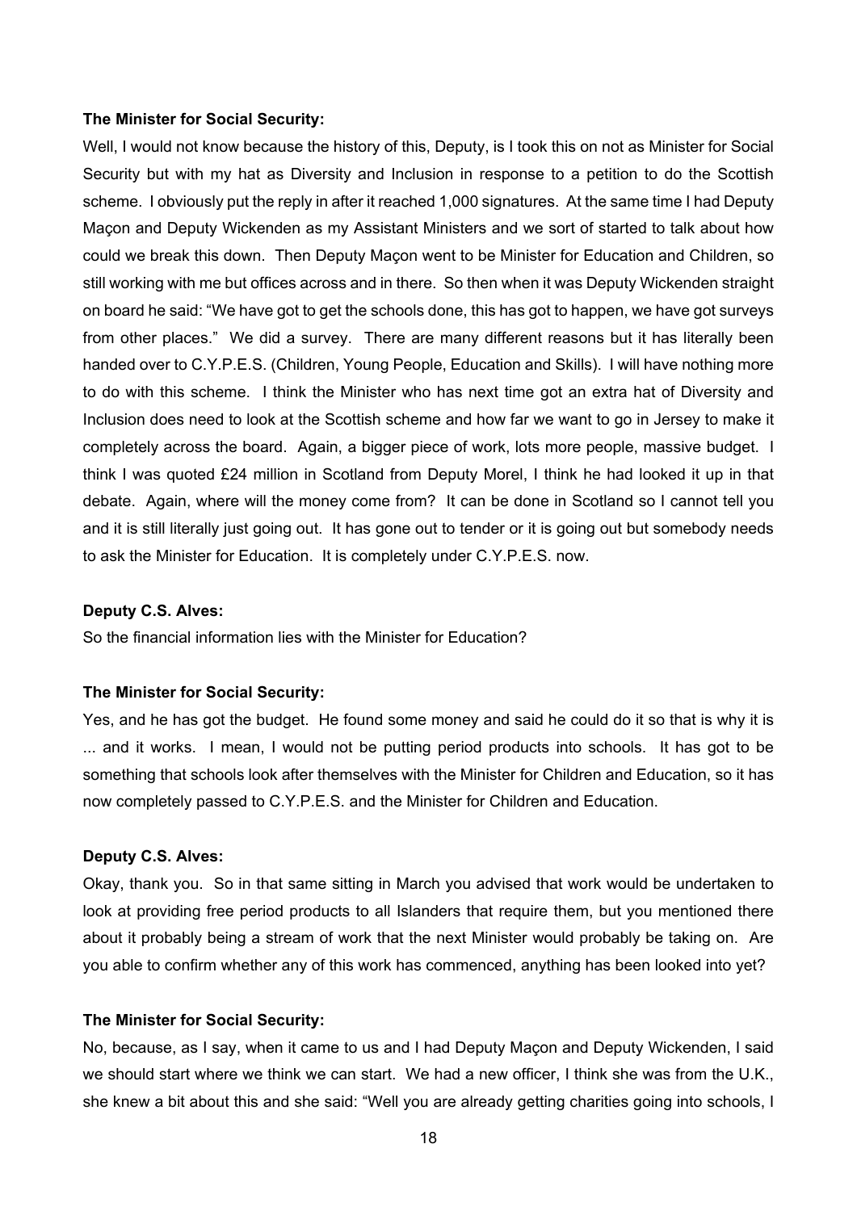**The Minister for Social Security:**

Well, I would not know because the history of this, Deputy, is I took this on not as Minister for Social Security but with my hat as Diversity and Inclusion in response to a petition to do the Scottish scheme. I obviously put the reply in after it reached 1,000 signatures. At the same time I had Deputy Maçon and Deputy Wickenden as my Assistant Ministers and we sort of started to talk about how could we break this down. Then Deputy Maçon went to be Minister for Education and Children, so still working with me but offices across and in there. So then when it was Deputy Wickenden straight on board he said: "We have got to get the schools done, this has got to happen, we have got surveys from other places." We did a survey. There are many different reasons but it has literally been handed over to C.Y.P.E.S. (Children, Young People, Education and Skills). I will have nothing more to do with this scheme. I think the Minister who has next time got an extra hat of Diversity and Inclusion does need to look at the Scottish scheme and how far we want to go in Jersey to make it completely across the board. Again, a bigger piece of work, lots more people, massive budget. I think I was quoted £24 million in Scotland from Deputy Morel, I think he had looked it up in that debate. Again, where will the money come from? It can be done in Scotland so I cannot tell you and it is still literally just going out. It has gone out to tender or it is going out but somebody needs to ask the Minister for Education. It is completely under C.Y.P.E.S. now.

**Deputy C.S. Alves:**

So the financial information lies with the Minister for Education?

**The Minister for Social Security:**

Yes, and he has got the budget. He found some money and said he could do it so that is why it is ... and it works. I mean, I would not be putting period products into schools. It has got to be something that schools look after themselves with the Minister for Children and Education, so it has now completely passed to C.Y.P.E.S. and the Minister for Children and Education.

**Deputy C.S. Alves:**

Okay, thank you. So in that same sitting in March you advised that work would be undertaken to look at providing free period products to all Islanders that require them, but you mentioned there about it probably being a stream of work that the next Minister would probably be taking on. Are you able to confirm whether any of this work has commenced, anything has been looked into yet?

**The Minister for Social Security:**

No, because, as I say, when it came to us and I had Deputy Maçon and Deputy Wickenden, I said we should start where we think we can start. We had a new officer, I think she was from the U.K., she knew a bit about this and she said: "Well you are already getting charities going into schools, I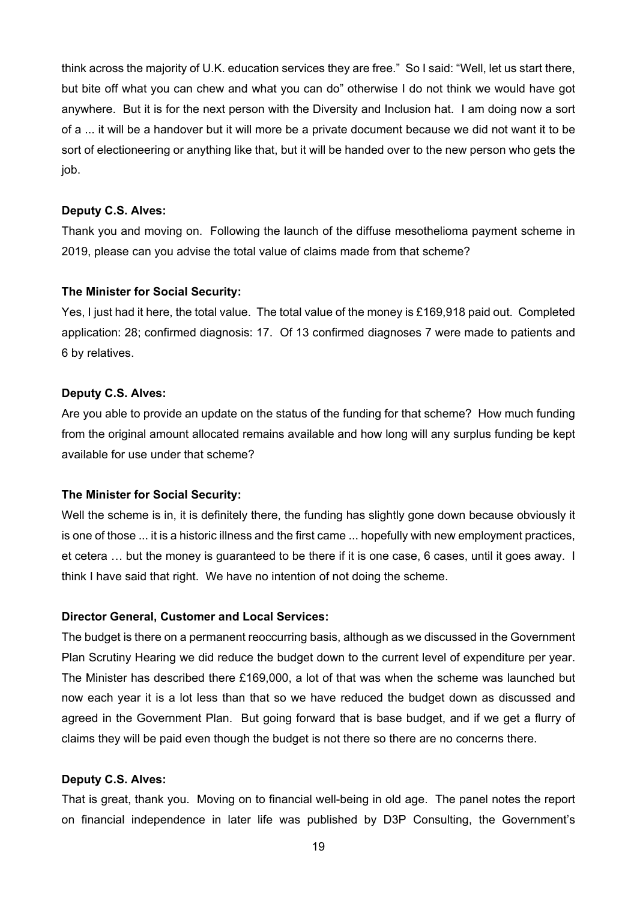think across the majority of U.K. education services they are free." So I said: "Well, let us start there, but bite off what you can chew and what you can do" otherwise I do not think we would have got anywhere. But it is for the next person with the Diversity and Inclusion hat. I am doing now a sort of a ... it will be a handover but it will more be a private document because we did not want it to be sort of electioneering or anything like that, but it will be handed over to the new person who gets the job.

**Deputy C.S. Alves:**

Thank you and moving on. Following the launch of the diffuse mesothelioma payment scheme in 2019, please can you advise the total value of claims made from that scheme?

**The Minister for Social Security:**

Yes, I just had it here, the total value. The total value of the money is £169,918 paid out. Completed application: 28; confirmed diagnosis: 17. Of 13 confirmed diagnoses 7 were made to patients and 6 by relatives.

**Deputy C.S. Alves:**

Are you able to provide an update on the status of the funding for that scheme? How much funding from the original amount allocated remains available and how long will any surplus funding be kept available for use under that scheme?

**The Minister for Social Security:**

Well the scheme is in, it is definitely there, the funding has slightly gone down because obviously it is one of those ... it is a historic illness and the first came ... hopefully with new employment practices, et cetera … but the money is guaranteed to be there if it is one case, 6 cases, until it goes away. I think I have said that right. We have no intention of not doing the scheme.

**Director General, Customer and Local Services:**

The budget is there on a permanent reoccurring basis, although as we discussed in the Government Plan Scrutiny Hearing we did reduce the budget down to the current level of expenditure per year. The Minister has described there £169,000, a lot of that was when the scheme was launched but now each year it is a lot less than that so we have reduced the budget down as discussed and agreed in the Government Plan. But going forward that is base budget, and if we get a flurry of claims they will be paid even though the budget is not there so there are no concerns there.

**Deputy C.S. Alves:**

That is great, thank you. Moving on to financial well-being in old age. The panel notes the report on financial independence in later life was published by D3P Consulting, the Government's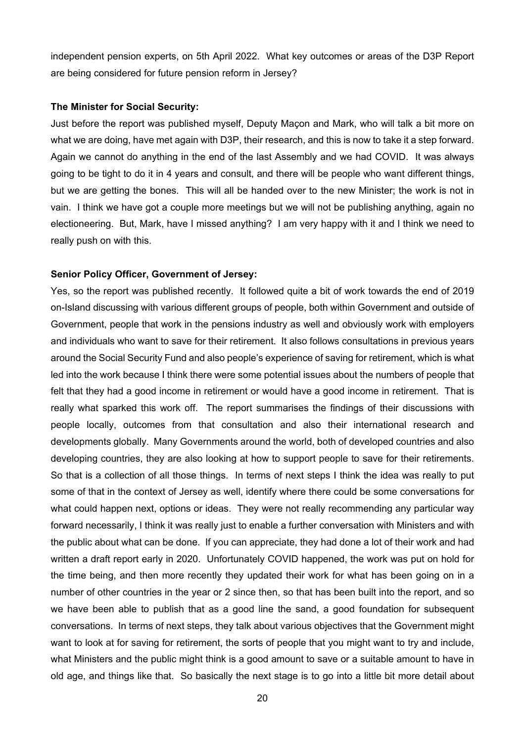independent pension experts, on 5th April 2022. What key outcomes or areas of the D3P Report are being considered for future pension reform in Jersey?

**The Minister for Social Security:**

Just before the report was published myself, Deputy Maçon and Mark, who will talk a bit more on what we are doing, have met again with D3P, their research, and this is now to take it a step forward. Again we cannot do anything in the end of the last Assembly and we had COVID. It was always going to be tight to do it in 4 years and consult, and there will be people who want different things, but we are getting the bones. This will all be handed over to the new Minister; the work is not in vain. I think we have got a couple more meetings but we will not be publishing anything, again no electioneering. But, Mark, have I missed anything? I am very happy with it and I think we need to really push on with this.

**Senior Policy Officer, Government of Jersey:**

Yes, so the report was published recently. It followed quite a bit of work towards the end of 2019 on-Island discussing with various different groups of people, both within Government and outside of Government, people that work in the pensions industry as well and obviously work with employers and individuals who want to save for their retirement. It also follows consultations in previous years around the Social Security Fund and also people's experience of saving for retirement, which is what led into the work because I think there were some potential issues about the numbers of people that felt that they had a good income in retirement or would have a good income in retirement. That is really what sparked this work off. The report summarises the findings of their discussions with people locally, outcomes from that consultation and also their international research and developments globally. Many Governments around the world, both of developed countries and also developing countries, they are also looking at how to support people to save for their retirements. So that is a collection of all those things. In terms of next steps I think the idea was really to put some of that in the context of Jersey as well, identify where there could be some conversations for what could happen next, options or ideas. They were not really recommending any particular way forward necessarily, I think it was really just to enable a further conversation with Ministers and with the public about what can be done. If you can appreciate, they had done a lot of their work and had written a draft report early in 2020. Unfortunately COVID happened, the work was put on hold for the time being, and then more recently they updated their work for what has been going on in a number of other countries in the year or 2 since then, so that has been built into the report, and so we have been able to publish that as a good line the sand, a good foundation for subsequent conversations. In terms of next steps, they talk about various objectives that the Government might want to look at for saving for retirement, the sorts of people that you might want to try and include, what Ministers and the public might think is a good amount to save or a suitable amount to have in old age, and things like that. So basically the next stage is to go into a little bit more detail about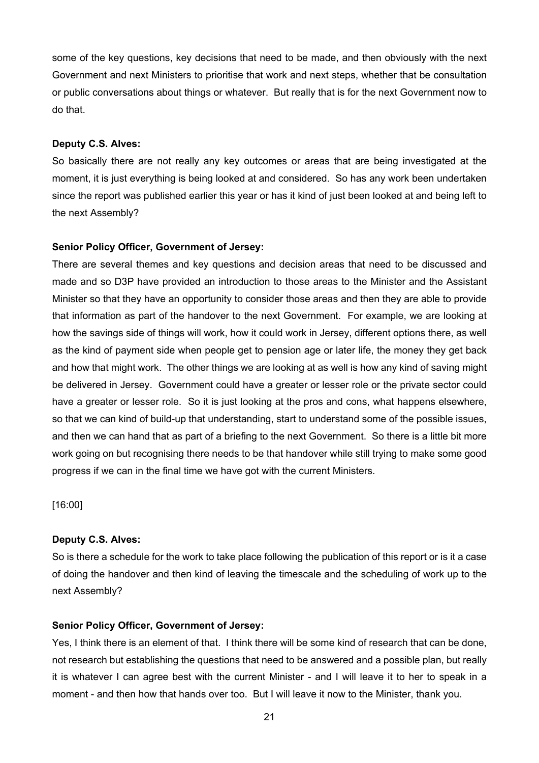some of the key questions, key decisions that need to be made, and then obviously with the next Government and next Ministers to prioritise that work and next steps, whether that be consultation or public conversations about things or whatever. But really that is for the next Government now to do that.

**Deputy C.S. Alves:**

So basically there are not really any key outcomes or areas that are being investigated at the moment, it is just everything is being looked at and considered. So has any work been undertaken since the report was published earlier this year or has it kind of just been looked at and being left to the next Assembly?

**Senior Policy Officer, Government of Jersey:**

There are several themes and key questions and decision areas that need to be discussed and made and so D3P have provided an introduction to those areas to the Minister and the Assistant Minister so that they have an opportunity to consider those areas and then they are able to provide that information as part of the handover to the next Government. For example, we are looking at how the savings side of things will work, how it could work in Jersey, different options there, as well as the kind of payment side when people get to pension age or later life, the money they get back and how that might work. The other things we are looking at as well is how any kind of saving might be delivered in Jersey. Government could have a greater or lesser role or the private sector could have a greater or lesser role. So it is just looking at the pros and cons, what happens elsewhere, so that we can kind of build-up that understanding, start to understand some of the possible issues, and then we can hand that as part of a briefing to the next Government. So there is a little bit more work going on but recognising there needs to be that handover while still trying to make some good progress if we can in the final time we have got with the current Ministers.

[16:00]

**Deputy C.S. Alves:**

So is there a schedule for the work to take place following the publication of this report or is it a case of doing the handover and then kind of leaving the timescale and the scheduling of work up to the next Assembly?

**Senior Policy Officer, Government of Jersey:**

Yes, I think there is an element of that. I think there will be some kind of research that can be done, not research but establishing the questions that need to be answered and a possible plan, but really it is whatever I can agree best with the current Minister - and I will leave it to her to speak in a moment - and then how that hands over too. But I will leave it now to the Minister, thank you.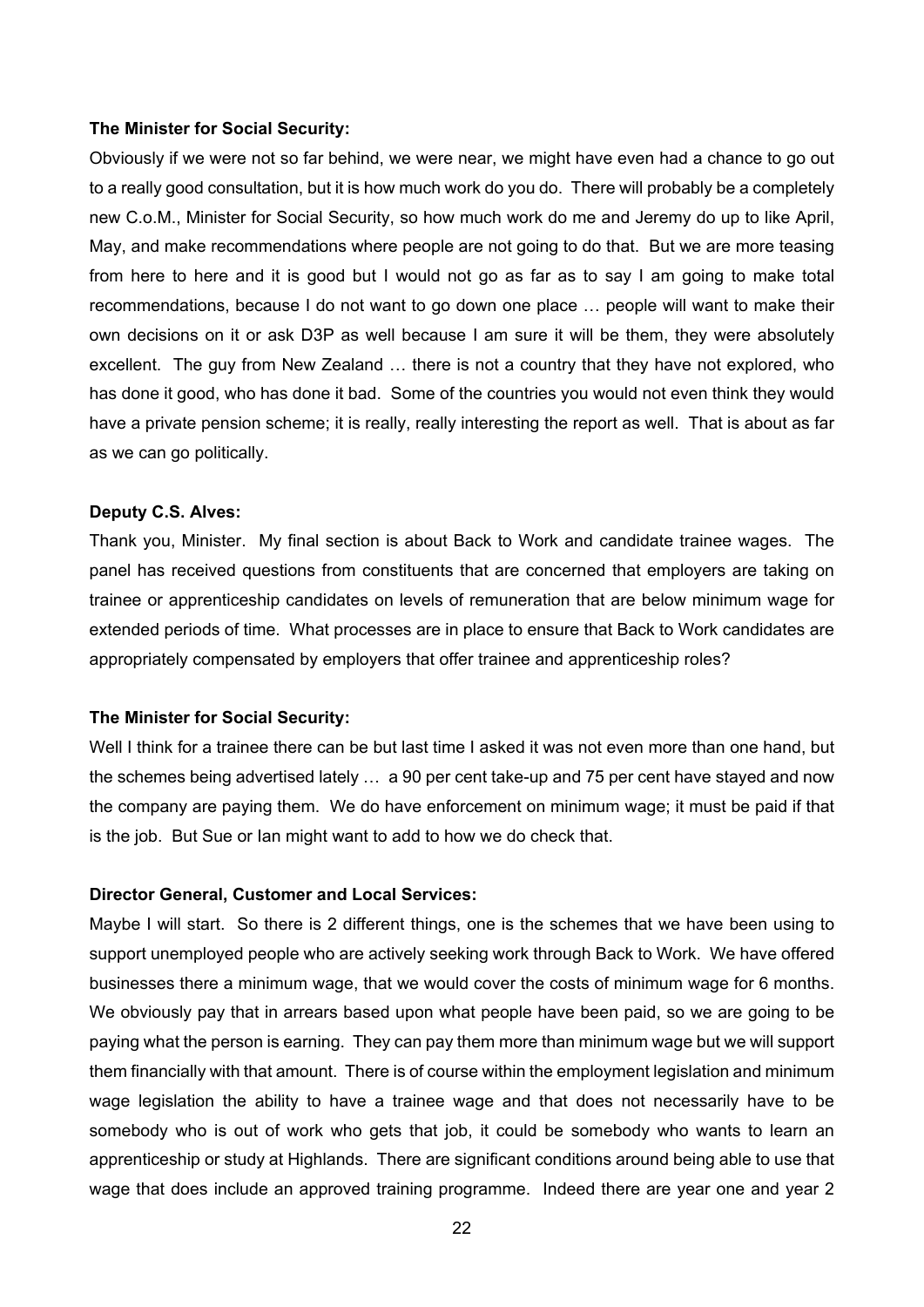**The Minister for Social Security:**

Obviously if we were not so far behind, we were near, we might have even had a chance to go out to a really good consultation, but it is how much work do you do. There will probably be a completely new C.o.M., Minister for Social Security, so how much work do me and Jeremy do up to like April, May, and make recommendations where people are not going to do that. But we are more teasing from here to here and it is good but I would not go as far as to say I am going to make total recommendations, because I do not want to go down one place … people will want to make their own decisions on it or ask D3P as well because I am sure it will be them, they were absolutely excellent. The guy from New Zealand … there is not a country that they have not explored, who has done it good, who has done it bad. Some of the countries you would not even think they would have a private pension scheme; it is really, really interesting the report as well. That is about as far as we can go politically.

**Deputy C.S. Alves:**

Thank you, Minister. My final section is about Back to Work and candidate trainee wages. The panel has received questions from constituents that are concerned that employers are taking on trainee or apprenticeship candidates on levels of remuneration that are below minimum wage for extended periods of time. What processes are in place to ensure that Back to Work candidates are appropriately compensated by employers that offer trainee and apprenticeship roles?

**The Minister for Social Security:**

Well I think for a trainee there can be but last time I asked it was not even more than one hand, but the schemes being advertised lately … a 90 per cent take-up and 75 per cent have stayed and now the company are paying them. We do have enforcement on minimum wage; it must be paid if that is the job. But Sue or Ian might want to add to how we do check that.

**Director General, Customer and Local Services:**

Maybe I will start. So there is 2 different things, one is the schemes that we have been using to support unemployed people who are actively seeking work through Back to Work. We have offered businesses there a minimum wage, that we would cover the costs of minimum wage for 6 months. We obviously pay that in arrears based upon what people have been paid, so we are going to be paying what the person is earning. They can pay them more than minimum wage but we will support them financially with that amount. There is of course within the employment legislation and minimum wage legislation the ability to have a trainee wage and that does not necessarily have to be somebody who is out of work who gets that job, it could be somebody who wants to learn an apprenticeship or study at Highlands. There are significant conditions around being able to use that wage that does include an approved training programme. Indeed there are year one and year 2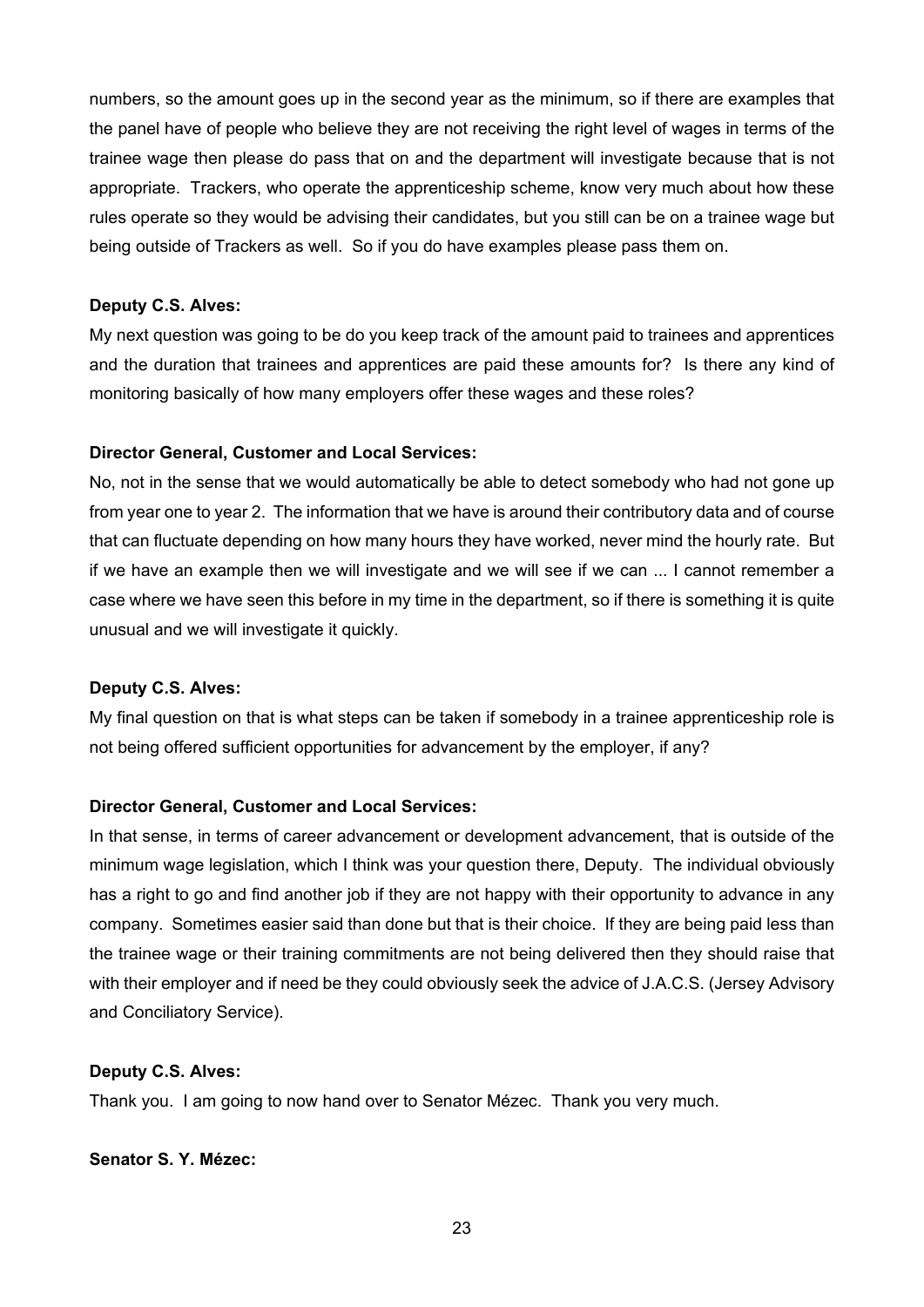numbers, so the amount goes up in the second year as the minimum, so if there are examples that the panel have of people who believe they are not receiving the right level of wages in terms of the trainee wage then please do pass that on and the department will investigate because that is not appropriate. Trackers, who operate the apprenticeship scheme, know very much about how these rules operate so they would be advising their candidates, but you still can be on a trainee wage but being outside of Trackers as well. So if you do have examples please pass them on.

**Deputy C.S. Alves:**

My next question was going to be do you keep track of the amount paid to trainees and apprentices and the duration that trainees and apprentices are paid these amounts for? Is there any kind of monitoring basically of how many employers offer these wages and these roles?

**Director General, Customer and Local Services:**

No, not in the sense that we would automatically be able to detect somebody who had not gone up from year one to year 2. The information that we have is around their contributory data and of course that can fluctuate depending on how many hours they have worked, never mind the hourly rate. But if we have an example then we will investigate and we will see if we can ... I cannot remember a case where we have seen this before in my time in the department, so if there is something it is quite unusual and we will investigate it quickly.

**Deputy C.S. Alves:**

My final question on that is what steps can be taken if somebody in a trainee apprenticeship role is not being offered sufficient opportunities for advancement by the employer, if any?

**Director General, Customer and Local Services:**

In that sense, in terms of career advancement or development advancement, that is outside of the minimum wage legislation, which I think was your question there, Deputy. The individual obviously has a right to go and find another job if they are not happy with their opportunity to advance in any company. Sometimes easier said than done but that is their choice. If they are being paid less than the trainee wage or their training commitments are not being delivered then they should raise that with their employer and if need be they could obviously seek the advice of J.A.C.S. (Jersey Advisory and Conciliatory Service).

**Deputy C.S. Alves:**

Thank you. I am going to now hand over to Senator Mézec. Thank you very much.

**Senator S. Y. Mézec:**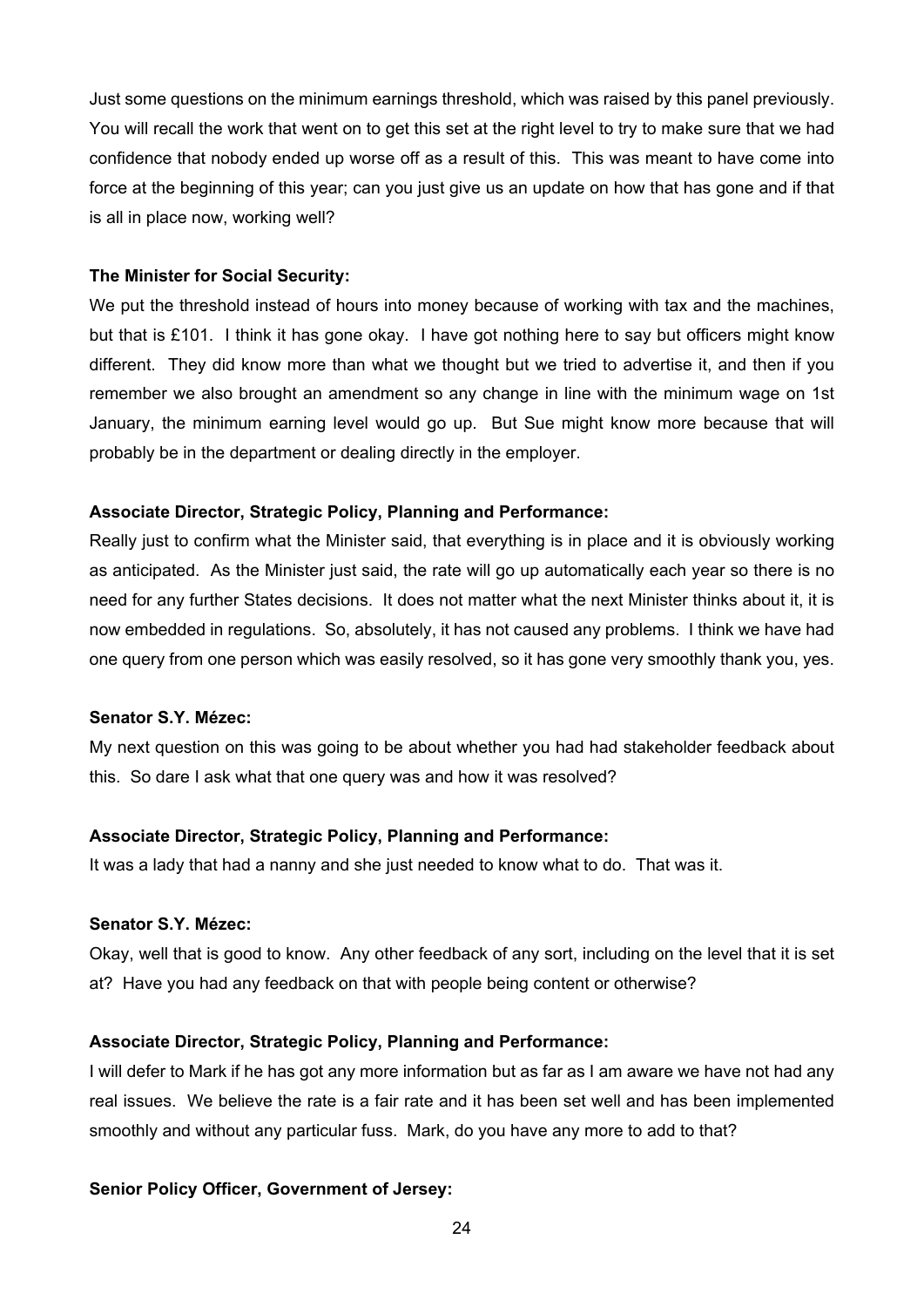Just some questions on the minimum earnings threshold, which was raised by this panel previously. You will recall the work that went on to get this set at the right level to try to make sure that we had confidence that nobody ended up worse off as a result of this. This was meant to have come into force at the beginning of this year; can you just give us an update on how that has gone and if that is all in place now, working well?

**The Minister for Social Security:**

We put the threshold instead of hours into money because of working with tax and the machines, but that is £101. I think it has gone okay. I have got nothing here to say but officers might know different. They did know more than what we thought but we tried to advertise it, and then if you remember we also brought an amendment so any change in line with the minimum wage on 1st January, the minimum earning level would go up. But Sue might know more because that will probably be in the department or dealing directly in the employer.

**Associate Director, Strategic Policy, Planning and Performance:**

Really just to confirm what the Minister said, that everything is in place and it is obviously working as anticipated. As the Minister just said, the rate will go up automatically each year so there is no need for any further States decisions. It does not matter what the next Minister thinks about it, it is now embedded in regulations. So, absolutely, it has not caused any problems. I think we have had one query from one person which was easily resolved, so it has gone very smoothly thank you, yes.

**Senator S.Y. Mézec:**

My next question on this was going to be about whether you had had stakeholder feedback about this. So dare I ask what that one query was and how it was resolved?

**Associate Director, Strategic Policy, Planning and Performance:**

It was a lady that had a nanny and she just needed to know what to do. That was it.

**Senator S.Y. Mézec:**

Okay, well that is good to know. Any other feedback of any sort, including on the level that it is set at? Have you had any feedback on that with people being content or otherwise?

**Associate Director, Strategic Policy, Planning and Performance:**

I will defer to Mark if he has got any more information but as far as I am aware we have not had any real issues. We believe the rate is a fair rate and it has been set well and has been implemented smoothly and without any particular fuss. Mark, do you have any more to add to that?

**Senior Policy Officer, Government of Jersey:**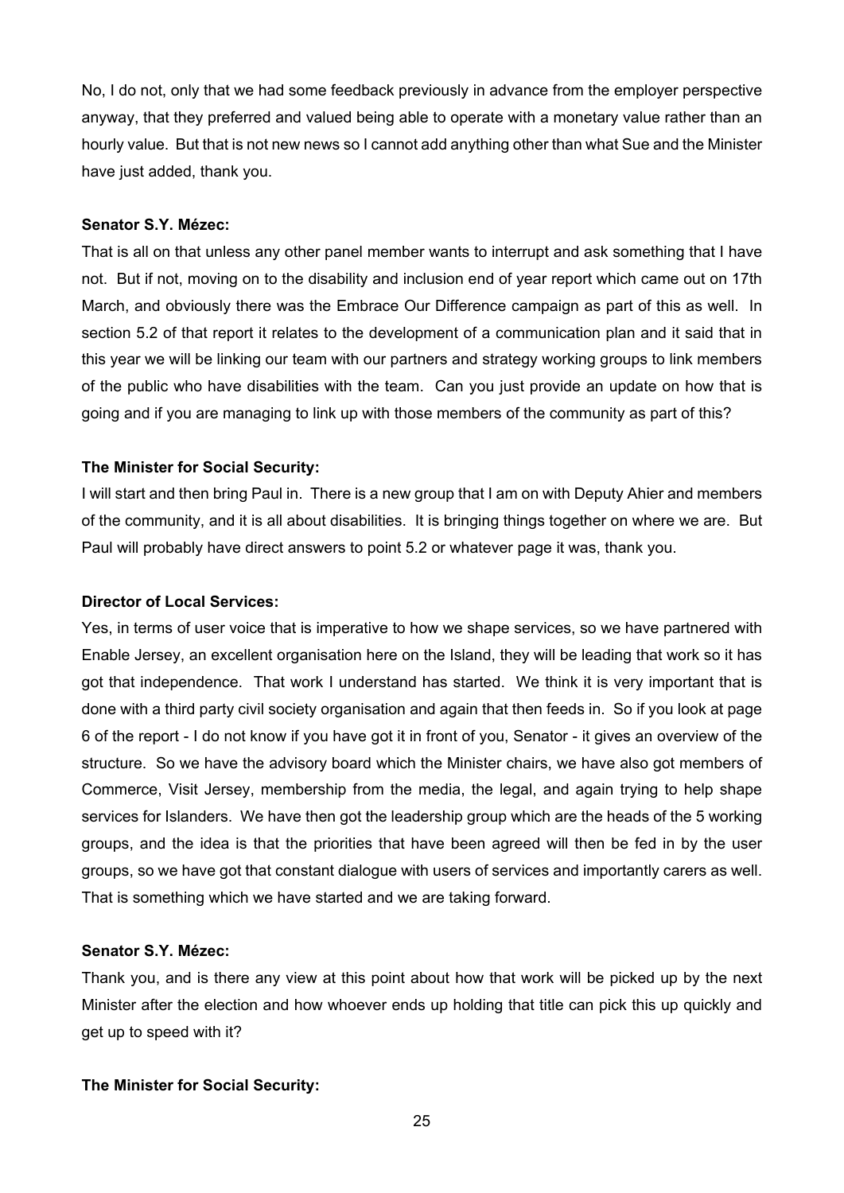No, I do not, only that we had some feedback previously in advance from the employer perspective anyway, that they preferred and valued being able to operate with a monetary value rather than an hourly value. But that is not new news so I cannot add anything other than what Sue and the Minister have just added, thank you.

**Senator S.Y. Mézec:**

That is all on that unless any other panel member wants to interrupt and ask something that I have not. But if not, moving on to the disability and inclusion end of year report which came out on 17th March, and obviously there was the Embrace Our Difference campaign as part of this as well. In section 5.2 of that report it relates to the development of a communication plan and it said that in this year we will be linking our team with our partners and strategy working groups to link members of the public who have disabilities with the team. Can you just provide an update on how that is going and if you are managing to link up with those members of the community as part of this?

**The Minister for Social Security:**

I will start and then bring Paul in. There is a new group that I am on with Deputy Ahier and members of the community, and it is all about disabilities. It is bringing things together on where we are. But Paul will probably have direct answers to point 5.2 or whatever page it was, thank you.

**Director of Local Services:**

Yes, in terms of user voice that is imperative to how we shape services, so we have partnered with Enable Jersey, an excellent organisation here on the Island, they will be leading that work so it has got that independence. That work I understand has started. We think it is very important that is done with a third party civil society organisation and again that then feeds in. So if you look at page 6 of the report - I do not know if you have got it in front of you, Senator - it gives an overview of the structure. So we have the advisory board which the Minister chairs, we have also got members of Commerce, Visit Jersey, membership from the media, the legal, and again trying to help shape services for Islanders. We have then got the leadership group which are the heads of the 5 working groups, and the idea is that the priorities that have been agreed will then be fed in by the user groups, so we have got that constant dialogue with users of services and importantly carers as well. That is something which we have started and we are taking forward.

**Senator S.Y. Mézec:**

Thank you, and is there any view at this point about how that work will be picked up by the next Minister after the election and how whoever ends up holding that title can pick this up quickly and get up to speed with it?

**The Minister for Social Security:**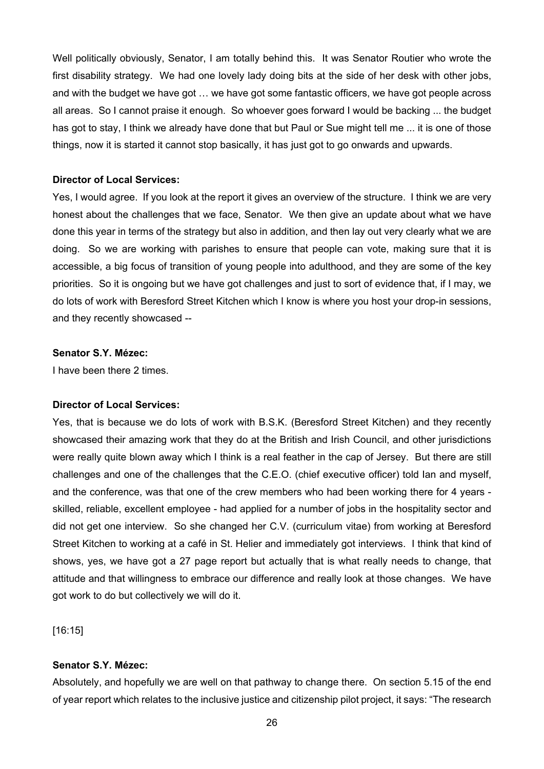Well politically obviously, Senator, I am totally behind this. It was Senator Routier who wrote the first disability strategy. We had one lovely lady doing bits at the side of her desk with other jobs, and with the budget we have got … we have got some fantastic officers, we have got people across all areas. So I cannot praise it enough. So whoever goes forward I would be backing ... the budget has got to stay, I think we already have done that but Paul or Sue might tell me ... it is one of those things, now it is started it cannot stop basically, it has just got to go onwards and upwards.

**Director of Local Services:**

Yes, I would agree. If you look at the report it gives an overview of the structure. I think we are very honest about the challenges that we face, Senator. We then give an update about what we have done this year in terms of the strategy but also in addition, and then lay out very clearly what we are doing. So we are working with parishes to ensure that people can vote, making sure that it is accessible, a big focus of transition of young people into adulthood, and they are some of the key priorities. So it is ongoing but we have got challenges and just to sort of evidence that, if I may, we do lots of work with Beresford Street Kitchen which I know is where you host your drop-in sessions, and they recently showcased --

**Senator S.Y. Mézec:**

I have been there 2 times.

**Director of Local Services:**

Yes, that is because we do lots of work with B.S.K. (Beresford Street Kitchen) and they recently showcased their amazing work that they do at the British and Irish Council, and other jurisdictions were really quite blown away which I think is a real feather in the cap of Jersey. But there are still challenges and one of the challenges that the C.E.O. (chief executive officer) told Ian and myself, and the conference, was that one of the crew members who had been working there for 4 years - skilled, reliable, excellent employee - had applied for a number of jobs in the hospitality sector and did not get one interview. So she changed her C.V. (curriculum vitae) from working at Beresford Street Kitchen to working at a café in St. Helier and immediately got interviews. I think that kind of shows, yes, we have got a 27 page report but actually that is what really needs to change, that attitude and that willingness to embrace our difference and really look at those changes. We have got work to do but collectively we will do it.

[16:15]

**Senator S.Y. Mézec:**

Absolutely, and hopefully we are well on that pathway to change there. On section 5.15 of the end of year report which relates to the inclusive justice and citizenship pilot project, it says: "The research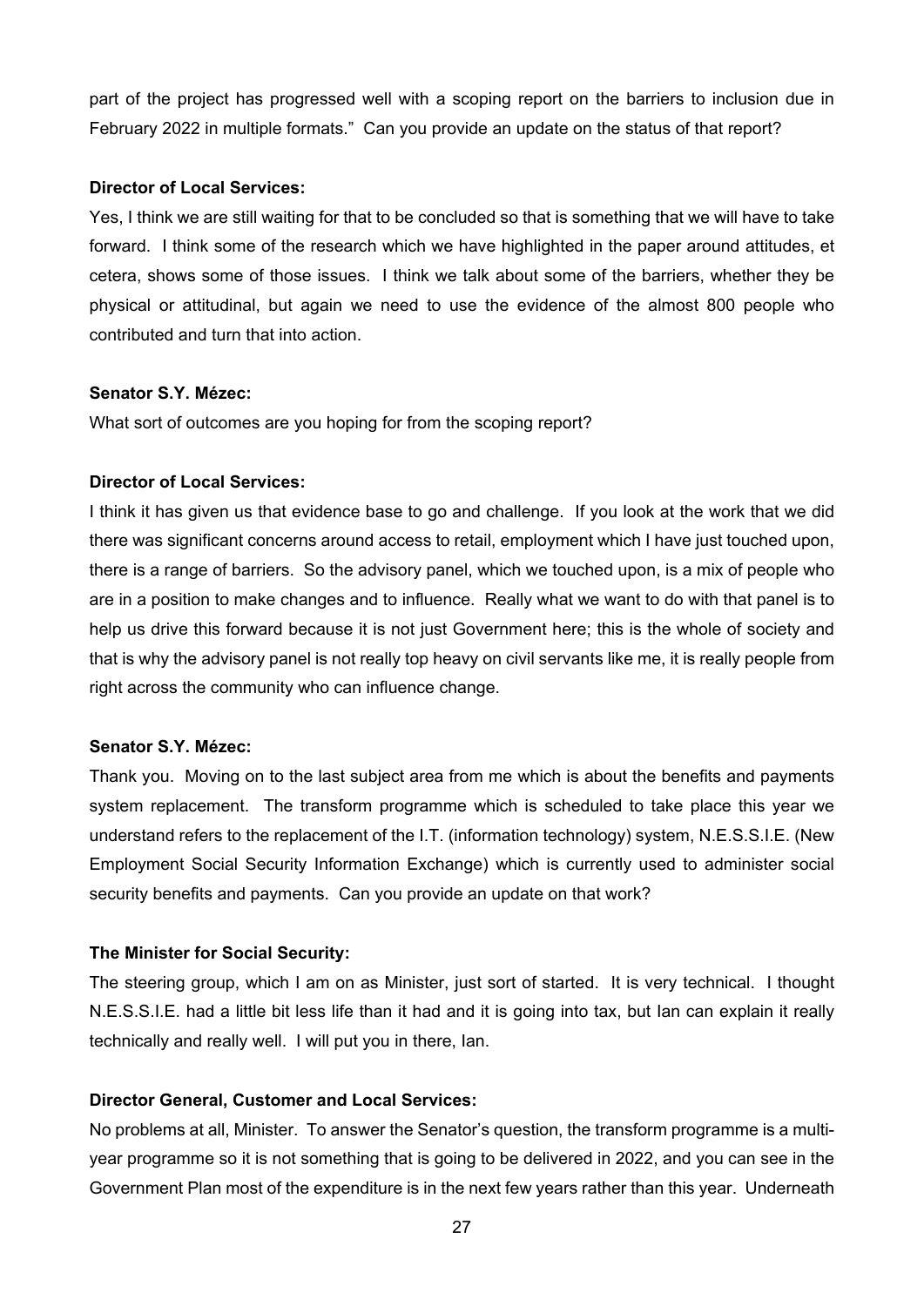part of the project has progressed well with a scoping report on the barriers to inclusion due in February 2022 in multiple formats." Can you provide an update on the status of that report?

**Director of Local Services:**

Yes, I think we are still waiting for that to be concluded so that is something that we will have to take forward. I think some of the research which we have highlighted in the paper around attitudes, et cetera, shows some of those issues. I think we talk about some of the barriers, whether they be physical or attitudinal, but again we need to use the evidence of the almost 800 people who contributed and turn that into action.

**Senator S.Y. Mézec:**

What sort of outcomes are you hoping for from the scoping report?

**Director of Local Services:**

I think it has given us that evidence base to go and challenge. If you look at the work that we did there was significant concerns around access to retail, employment which I have just touched upon, there is a range of barriers. So the advisory panel, which we touched upon, is a mix of people who are in a position to make changes and to influence. Really what we want to do with that panel is to help us drive this forward because it is not just Government here; this is the whole of society and that is why the advisory panel is not really top heavy on civil servants like me, it is really people from right across the community who can influence change.

**Senator S.Y. Mézec:**

Thank you. Moving on to the last subject area from me which is about the benefits and payments system replacement. The transform programme which is scheduled to take place this year we understand refers to the replacement of the I.T. (information technology) system, N.E.S.S.I.E. (New Employment Social Security Information Exchange) which is currently used to administer social security benefits and payments. Can you provide an update on that work?

**The Minister for Social Security:**

The steering group, which I am on as Minister, just sort of started. It is very technical. I thought N.E.S.S.I.E. had a little bit less life than it had and it is going into tax, but Ian can explain it really technically and really well. I will put you in there, Ian.

**Director General, Customer and Local Services:**

No problems at all, Minister. To answer the Senator's question, the transform programme is a multi-year programme so it is not something that is going to be delivered in 2022, and you can see in the Government Plan most of the expenditure is in the next few years rather than this year. Underneath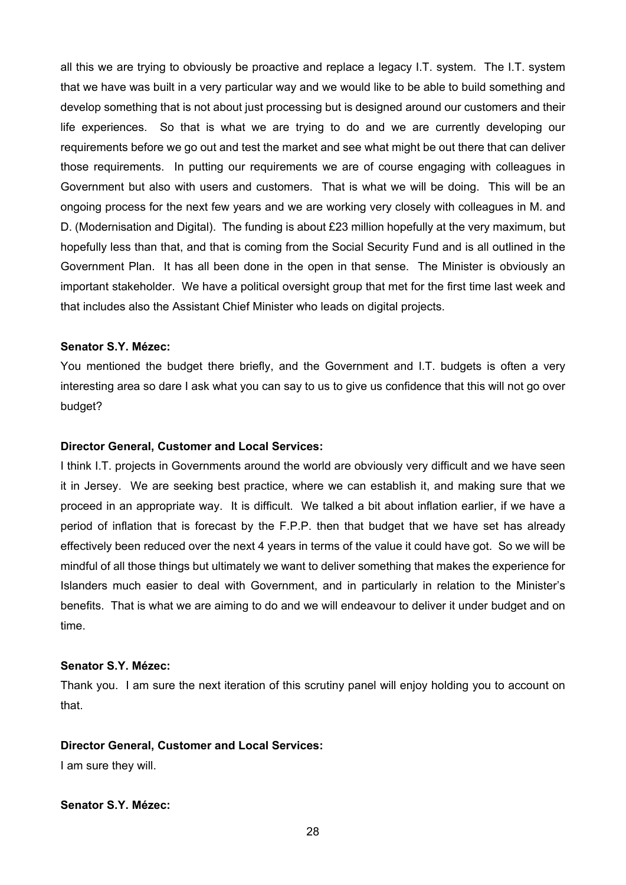all this we are trying to obviously be proactive and replace a legacy I.T. system. The I.T. system that we have was built in a very particular way and we would like to be able to build something and develop something that is not about just processing but is designed around our customers and their life experiences. So that is what we are trying to do and we are currently developing our requirements before we go out and test the market and see what might be out there that can deliver those requirements. In putting our requirements we are of course engaging with colleagues in Government but also with users and customers. That is what we will be doing. This will be an ongoing process for the next few years and we are working very closely with colleagues in M. and D. (Modernisation and Digital). The funding is about £23 million hopefully at the very maximum, but hopefully less than that, and that is coming from the Social Security Fund and is all outlined in the Government Plan. It has all been done in the open in that sense. The Minister is obviously an important stakeholder. We have a political oversight group that met for the first time last week and that includes also the Assistant Chief Minister who leads on digital projects.

**Senator S.Y. Mézec:**

You mentioned the budget there briefly, and the Government and I.T. budgets is often a very interesting area so dare I ask what you can say to us to give us confidence that this will not go over budget?

**Director General, Customer and Local Services:**

I think I.T. projects in Governments around the world are obviously very difficult and we have seen it in Jersey. We are seeking best practice, where we can establish it, and making sure that we proceed in an appropriate way. It is difficult. We talked a bit about inflation earlier, if we have a period of inflation that is forecast by the F.P.P. then that budget that we have set has already effectively been reduced over the next 4 years in terms of the value it could have got. So we will be mindful of all those things but ultimately we want to deliver something that makes the experience for Islanders much easier to deal with Government, and in particularly in relation to the Minister's benefits. That is what we are aiming to do and we will endeavour to deliver it under budget and on time.

**Senator S.Y. Mézec:**

Thank you. I am sure the next iteration of this scrutiny panel will enjoy holding you to account on that.

**Director General, Customer and Local Services:**

I am sure they will.

**Senator S.Y. Mézec:**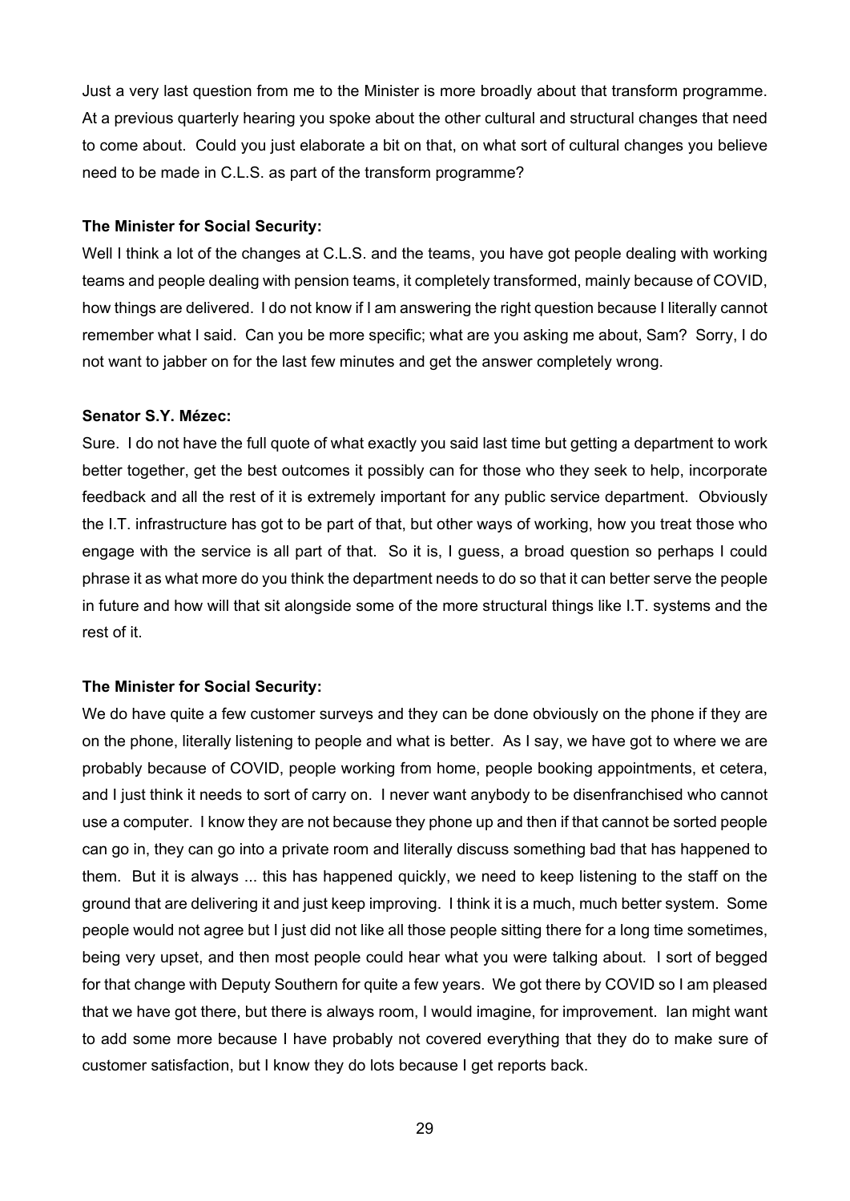Just a very last question from me to the Minister is more broadly about that transform programme. At a previous quarterly hearing you spoke about the other cultural and structural changes that need to come about. Could you just elaborate a bit on that, on what sort of cultural changes you believe need to be made in C.L.S. as part of the transform programme?

**The Minister for Social Security:**

Well I think a lot of the changes at C.L.S. and the teams, you have got people dealing with working teams and people dealing with pension teams, it completely transformed, mainly because of COVID, how things are delivered. I do not know if I am answering the right question because I literally cannot remember what I said. Can you be more specific; what are you asking me about, Sam? Sorry, I do not want to jabber on for the last few minutes and get the answer completely wrong.

**Senator S.Y. Mézec:**

Sure. I do not have the full quote of what exactly you said last time but getting a department to work better together, get the best outcomes it possibly can for those who they seek to help, incorporate feedback and all the rest of it is extremely important for any public service department. Obviously the I.T. infrastructure has got to be part of that, but other ways of working, how you treat those who engage with the service is all part of that. So it is, I guess, a broad question so perhaps I could phrase it as what more do you think the department needs to do so that it can better serve the people in future and how will that sit alongside some of the more structural things like I.T. systems and the rest of it.

**The Minister for Social Security:**

We do have quite a few customer surveys and they can be done obviously on the phone if they are on the phone, literally listening to people and what is better. As I say, we have got to where we are probably because of COVID, people working from home, people booking appointments, et cetera, and I just think it needs to sort of carry on. I never want anybody to be disenfranchised who cannot use a computer. I know they are not because they phone up and then if that cannot be sorted people can go in, they can go into a private room and literally discuss something bad that has happened to them. But it is always ... this has happened quickly, we need to keep listening to the staff on the ground that are delivering it and just keep improving. I think it is a much, much better system. Some people would not agree but I just did not like all those people sitting there for a long time sometimes, being very upset, and then most people could hear what you were talking about. I sort of begged for that change with Deputy Southern for quite a few years. We got there by COVID so I am pleased that we have got there, but there is always room, I would imagine, for improvement. Ian might want to add some more because I have probably not covered everything that they do to make sure of customer satisfaction, but I know they do lots because I get reports back.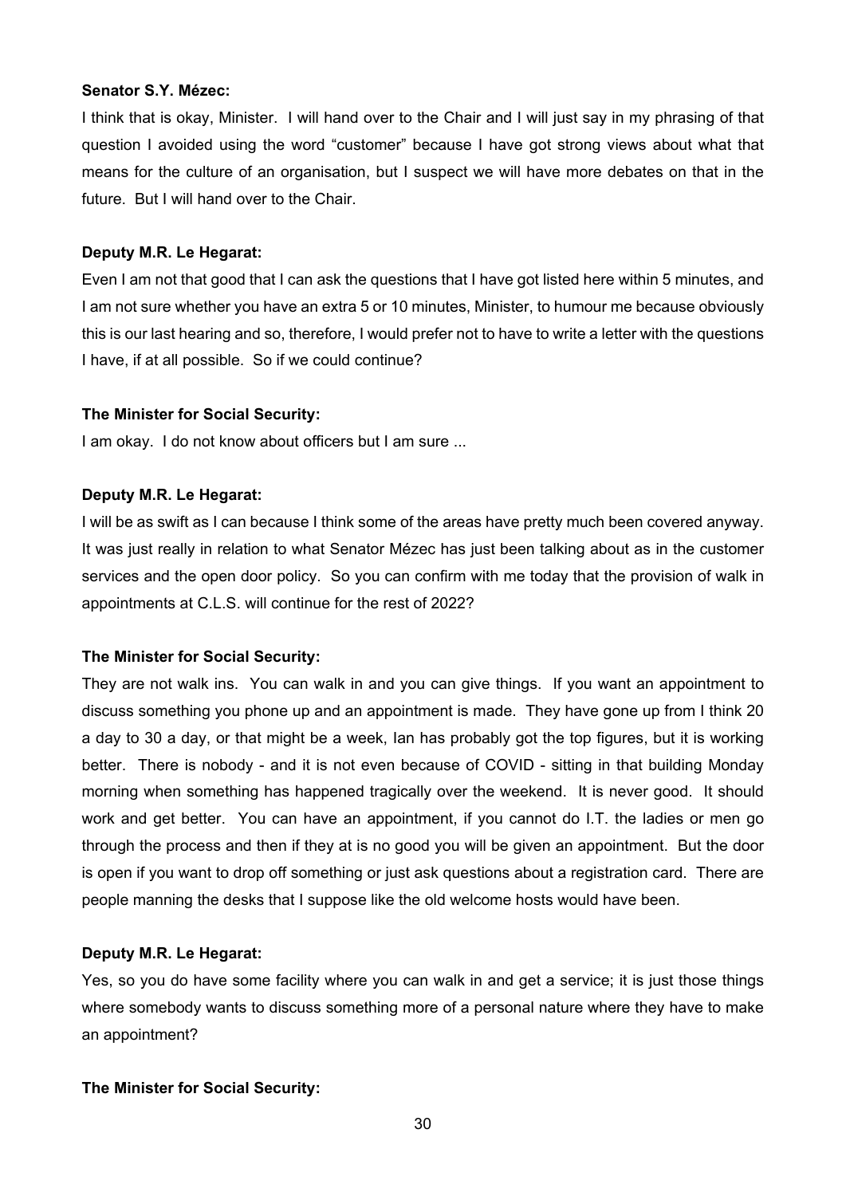**Senator S.Y. Mézec:**

I think that is okay, Minister. I will hand over to the Chair and I will just say in my phrasing of that question I avoided using the word "customer" because I have got strong views about what that means for the culture of an organisation, but I suspect we will have more debates on that in the future. But I will hand over to the Chair.

**Deputy M.R. Le Hegarat:**

Even I am not that good that I can ask the questions that I have got listed here within 5 minutes, and I am not sure whether you have an extra 5 or 10 minutes, Minister, to humour me because obviously this is our last hearing and so, therefore, I would prefer not to have to write a letter with the questions I have, if at all possible. So if we could continue?

**The Minister for Social Security:**

I am okay. I do not know about officers but I am sure ...

**Deputy M.R. Le Hegarat:**

I will be as swift as I can because I think some of the areas have pretty much been covered anyway. It was just really in relation to what Senator Mézec has just been talking about as in the customer services and the open door policy. So you can confirm with me today that the provision of walk in appointments at C.L.S. will continue for the rest of 2022?

**The Minister for Social Security:**

They are not walk ins. You can walk in and you can give things. If you want an appointment to discuss something you phone up and an appointment is made. They have gone up from I think 20 a day to 30 a day, or that might be a week, Ian has probably got the top figures, but it is working better. There is nobody - and it is not even because of COVID - sitting in that building Monday morning when something has happened tragically over the weekend. It is never good. It should work and get better. You can have an appointment, if you cannot do I.T. the ladies or men go through the process and then if they at is no good you will be given an appointment. But the door is open if you want to drop off something or just ask questions about a registration card. There are people manning the desks that I suppose like the old welcome hosts would have been.

**Deputy M.R. Le Hegarat:**

Yes, so you do have some facility where you can walk in and get a service; it is just those things where somebody wants to discuss something more of a personal nature where they have to make an appointment?

**The Minister for Social Security:**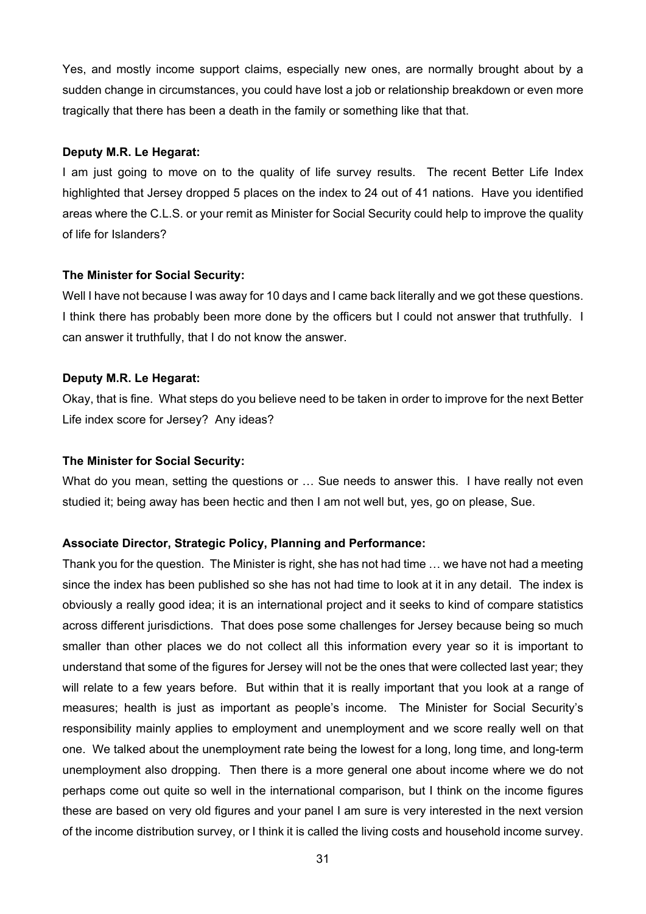Yes, and mostly income support claims, especially new ones, are normally brought about by a sudden change in circumstances, you could have lost a job or relationship breakdown or even more tragically that there has been a death in the family or something like that that.

**Deputy M.R. Le Hegarat:**

I am just going to move on to the quality of life survey results. The recent Better Life Index highlighted that Jersey dropped 5 places on the index to 24 out of 41 nations. Have you identified areas where the C.L.S. or your remit as Minister for Social Security could help to improve the quality of life for Islanders?

**The Minister for Social Security:**

Well I have not because I was away for 10 days and I came back literally and we got these questions. I think there has probably been more done by the officers but I could not answer that truthfully. I can answer it truthfully, that I do not know the answer.

**Deputy M.R. Le Hegarat:**

Okay, that is fine. What steps do you believe need to be taken in order to improve for the next Better Life index score for Jersey? Any ideas?

**The Minister for Social Security:**

What do you mean, setting the questions or … Sue needs to answer this. I have really not even studied it; being away has been hectic and then I am not well but, yes, go on please, Sue.

**Associate Director, Strategic Policy, Planning and Performance:**

Thank you for the question. The Minister is right, she has not had time … we have not had a meeting since the index has been published so she has not had time to look at it in any detail. The index is obviously a really good idea; it is an international project and it seeks to kind of compare statistics across different jurisdictions. That does pose some challenges for Jersey because being so much smaller than other places we do not collect all this information every year so it is important to understand that some of the figures for Jersey will not be the ones that were collected last year; they will relate to a few years before. But within that it is really important that you look at a range of measures; health is just as important as people's income. The Minister for Social Security's responsibility mainly applies to employment and unemployment and we score really well on that one. We talked about the unemployment rate being the lowest for a long, long time, and long-term unemployment also dropping. Then there is a more general one about income where we do not perhaps come out quite so well in the international comparison, but I think on the income figures these are based on very old figures and your panel I am sure is very interested in the next version of the income distribution survey, or I think it is called the living costs and household income survey.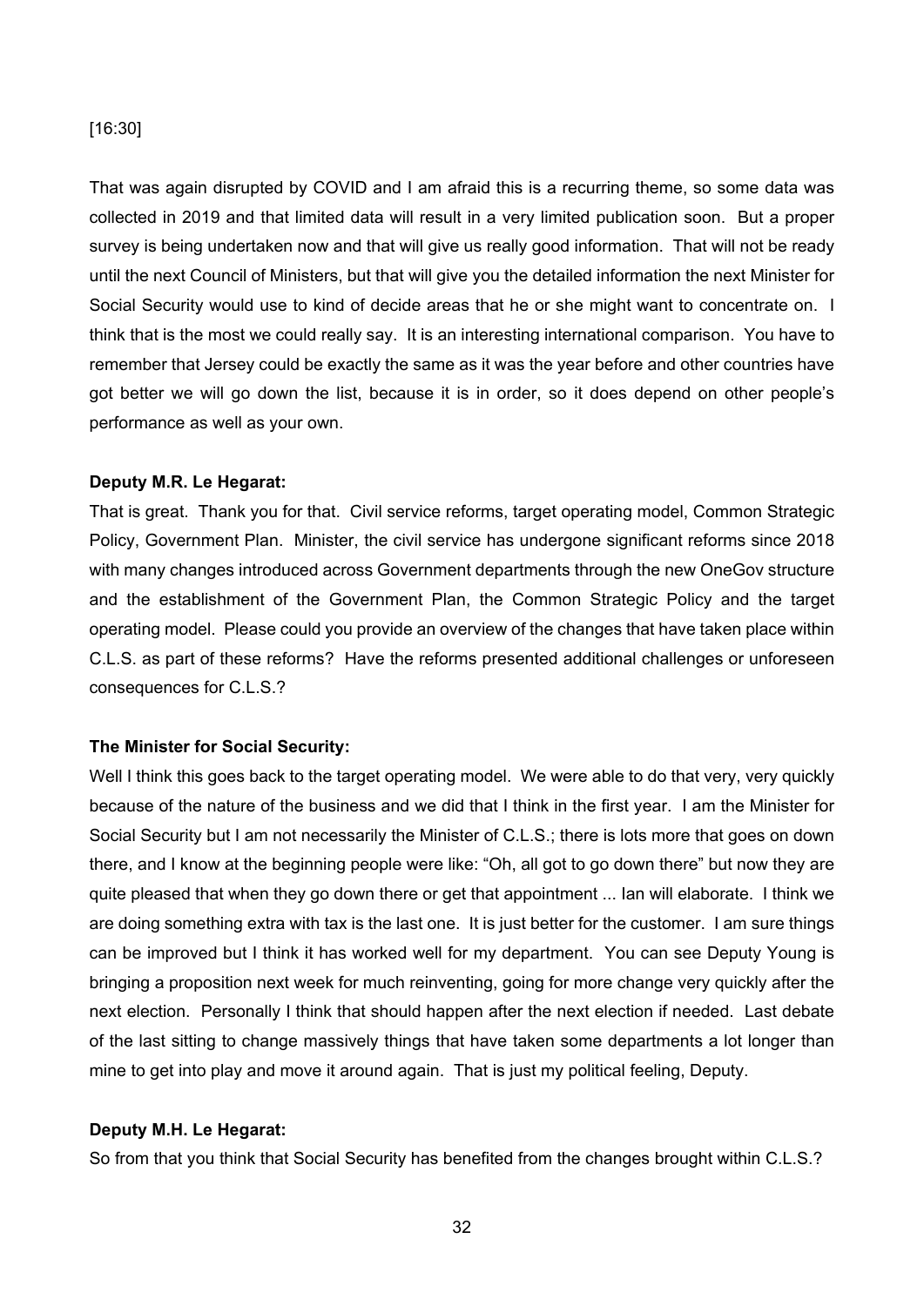[16:30]

That was again disrupted by COVID and I am afraid this is a recurring theme, so some data was collected in 2019 and that limited data will result in a very limited publication soon. But a proper survey is being undertaken now and that will give us really good information. That will not be ready until the next Council of Ministers, but that will give you the detailed information the next Minister for Social Security would use to kind of decide areas that he or she might want to concentrate on. I think that is the most we could really say. It is an interesting international comparison. You have to remember that Jersey could be exactly the same as it was the year before and other countries have got better we will go down the list, because it is in order, so it does depend on other people's performance as well as your own.

**Deputy M.R. Le Hegarat:**

That is great. Thank you for that. Civil service reforms, target operating model, Common Strategic Policy, Government Plan. Minister, the civil service has undergone significant reforms since 2018 with many changes introduced across Government departments through the new OneGov structure and the establishment of the Government Plan, the Common Strategic Policy and the target operating model. Please could you provide an overview of the changes that have taken place within C.L.S. as part of these reforms? Have the reforms presented additional challenges or unforeseen consequences for C.L.S.?

**The Minister for Social Security:**

Well I think this goes back to the target operating model. We were able to do that very, very quickly because of the nature of the business and we did that I think in the first year. I am the Minister for Social Security but I am not necessarily the Minister of C.L.S.; there is lots more that goes on down there, and I know at the beginning people were like: "Oh, all got to go down there" but now they are quite pleased that when they go down there or get that appointment ... Ian will elaborate. I think we are doing something extra with tax is the last one. It is just better for the customer. I am sure things can be improved but I think it has worked well for my department. You can see Deputy Young is bringing a proposition next week for much reinventing, going for more change very quickly after the next election. Personally I think that should happen after the next election if needed. Last debate of the last sitting to change massively things that have taken some departments a lot longer than mine to get into play and move it around again. That is just my political feeling, Deputy.

**Deputy M.H. Le Hegarat:**

So from that you think that Social Security has benefited from the changes brought within C.L.S.?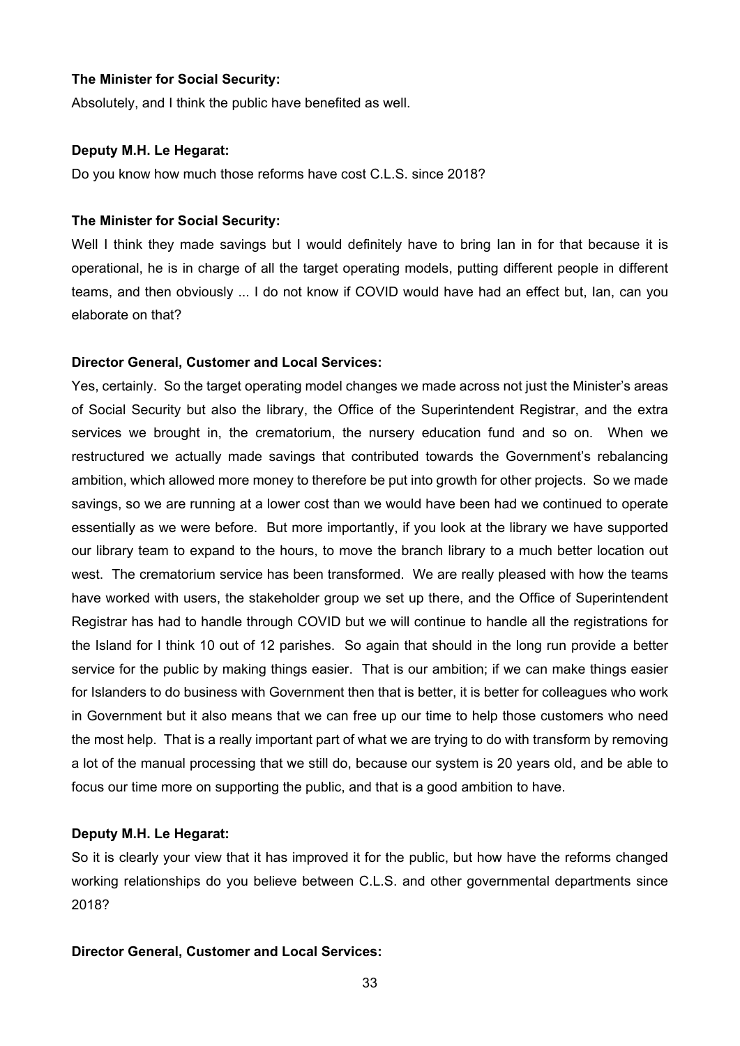**The Minister for Social Security:**

Absolutely, and I think the public have benefited as well.

**Deputy M.H. Le Hegarat:**

Do you know how much those reforms have cost C.L.S. since 2018?

**The Minister for Social Security:**

Well I think they made savings but I would definitely have to bring Ian in for that because it is operational, he is in charge of all the target operating models, putting different people in different teams, and then obviously ... I do not know if COVID would have had an effect but, Ian, can you elaborate on that?

**Director General, Customer and Local Services:**

Yes, certainly. So the target operating model changes we made across not just the Minister's areas of Social Security but also the library, the Office of the Superintendent Registrar, and the extra services we brought in, the crematorium, the nursery education fund and so on. When we restructured we actually made savings that contributed towards the Government's rebalancing ambition, which allowed more money to therefore be put into growth for other projects. So we made savings, so we are running at a lower cost than we would have been had we continued to operate essentially as we were before. But more importantly, if you look at the library we have supported our library team to expand to the hours, to move the branch library to a much better location out west. The crematorium service has been transformed. We are really pleased with how the teams have worked with users, the stakeholder group we set up there, and the Office of Superintendent Registrar has had to handle through COVID but we will continue to handle all the registrations for the Island for I think 10 out of 12 parishes. So again that should in the long run provide a better service for the public by making things easier. That is our ambition; if we can make things easier for Islanders to do business with Government then that is better, it is better for colleagues who work in Government but it also means that we can free up our time to help those customers who need the most help. That is a really important part of what we are trying to do with transform by removing a lot of the manual processing that we still do, because our system is 20 years old, and be able to focus our time more on supporting the public, and that is a good ambition to have.

**Deputy M.H. Le Hegarat:**

So it is clearly your view that it has improved it for the public, but how have the reforms changed working relationships do you believe between C.L.S. and other governmental departments since 2018?

**Director General, Customer and Local Services:**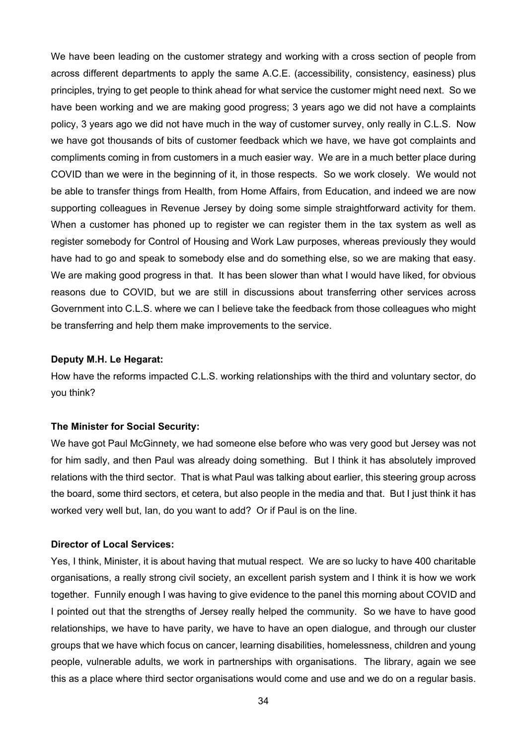We have been leading on the customer strategy and working with a cross section of people from across different departments to apply the same A.C.E. (accessibility, consistency, easiness) plus principles, trying to get people to think ahead for what service the customer might need next. So we have been working and we are making good progress; 3 years ago we did not have a complaints policy, 3 years ago we did not have much in the way of customer survey, only really in C.L.S. Now we have got thousands of bits of customer feedback which we have, we have got complaints and compliments coming in from customers in a much easier way. We are in a much better place during COVID than we were in the beginning of it, in those respects. So we work closely. We would not be able to transfer things from Health, from Home Affairs, from Education, and indeed we are now supporting colleagues in Revenue Jersey by doing some simple straightforward activity for them. When a customer has phoned up to register we can register them in the tax system as well as register somebody for Control of Housing and Work Law purposes, whereas previously they would have had to go and speak to somebody else and do something else, so we are making that easy. We are making good progress in that. It has been slower than what I would have liked, for obvious reasons due to COVID, but we are still in discussions about transferring other services across Government into C.L.S. where we can I believe take the feedback from those colleagues who might be transferring and help them make improvements to the service.

**Deputy M.H. Le Hegarat:**

How have the reforms impacted C.L.S. working relationships with the third and voluntary sector, do you think?

**The Minister for Social Security:**

We have got Paul McGinnety, we had someone else before who was very good but Jersey was not for him sadly, and then Paul was already doing something. But I think it has absolutely improved relations with the third sector. That is what Paul was talking about earlier, this steering group across the board, some third sectors, et cetera, but also people in the media and that. But I just think it has worked very well but, Ian, do you want to add? Or if Paul is on the line.

**Director of Local Services:**

Yes, I think, Minister, it is about having that mutual respect. We are so lucky to have 400 charitable organisations, a really strong civil society, an excellent parish system and I think it is how we work together. Funnily enough I was having to give evidence to the panel this morning about COVID and I pointed out that the strengths of Jersey really helped the community. So we have to have good relationships, we have to have parity, we have to have an open dialogue, and through our cluster groups that we have which focus on cancer, learning disabilities, homelessness, children and young people, vulnerable adults, we work in partnerships with organisations. The library, again we see this as a place where third sector organisations would come and use and we do on a regular basis.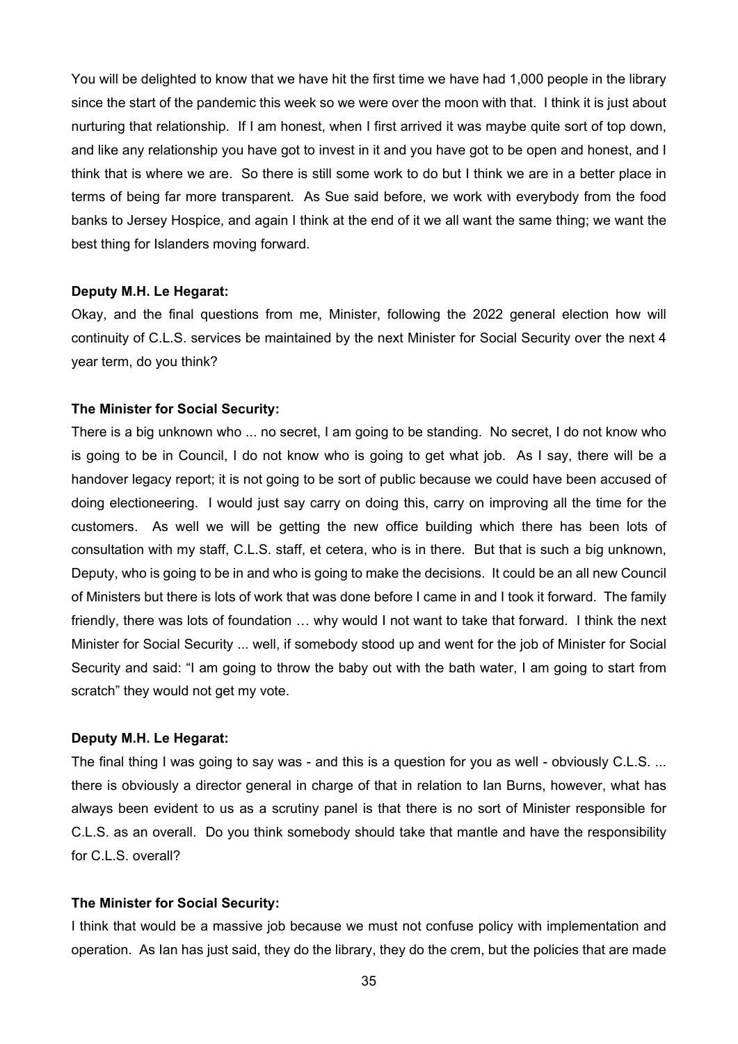You will be delighted to know that we have hit the first time we have had 1,000 people in the library since the start of the pandemic this week so we were over the moon with that. I think it is just about nurturing that relationship. If I am honest, when I first arrived it was maybe quite sort of top down, and like any relationship you have got to invest in it and you have got to be open and honest, and I think that is where we are. So there is still some work to do but I think we are in a better place in terms of being far more transparent. As Sue said before, we work with everybody from the food banks to Jersey Hospice, and again I think at the end of it we all want the same thing; we want the best thing for Islanders moving forward.

**Deputy M.H. Le Hegarat:**

Okay, and the final questions from me, Minister, following the 2022 general election how will continuity of C.L.S. services be maintained by the next Minister for Social Security over the next 4 year term, do you think?

**The Minister for Social Security:**

There is a big unknown who ... no secret, I am going to be standing. No secret, I do not know who is going to be in Council, I do not know who is going to get what job. As I say, there will be a handover legacy report; it is not going to be sort of public because we could have been accused of doing electioneering. I would just say carry on doing this, carry on improving all the time for the customers. As well we will be getting the new office building which there has been lots of consultation with my staff, C.L.S. staff, et cetera, who is in there. But that is such a big unknown, Deputy, who is going to be in and who is going to make the decisions. It could be an all new Council of Ministers but there is lots of work that was done before I came in and I took it forward. The family friendly, there was lots of foundation … why would I not want to take that forward. I think the next Minister for Social Security ... well, if somebody stood up and went for the job of Minister for Social Security and said: "I am going to throw the baby out with the bath water, I am going to start from scratch" they would not get my vote.

**Deputy M.H. Le Hegarat:**

The final thing I was going to say was - and this is a question for you as well - obviously C.L.S. ... there is obviously a director general in charge of that in relation to Ian Burns, however, what has always been evident to us as a scrutiny panel is that there is no sort of Minister responsible for C.L.S. as an overall. Do you think somebody should take that mantle and have the responsibility for C.L.S. overall?

**The Minister for Social Security:**

I think that would be a massive job because we must not confuse policy with implementation and operation. As Ian has just said, they do the library, they do the crem, but the policies that are made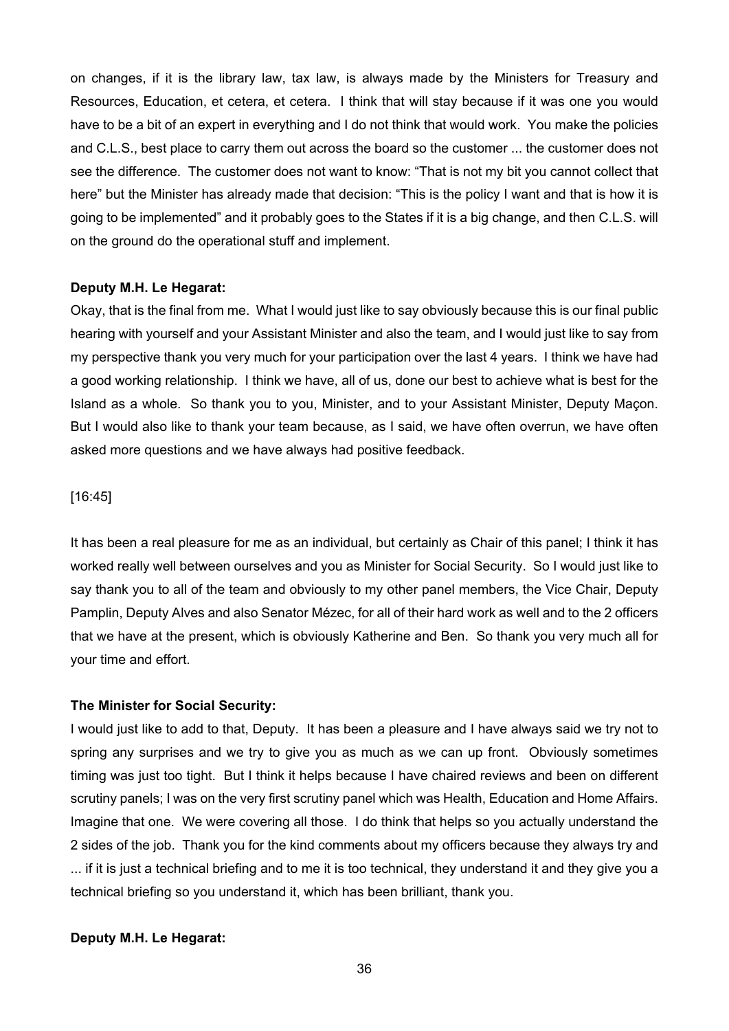on changes, if it is the library law, tax law, is always made by the Ministers for Treasury and Resources, Education, et cetera, et cetera. I think that will stay because if it was one you would have to be a bit of an expert in everything and I do not think that would work. You make the policies and C.L.S., best place to carry them out across the board so the customer ... the customer does not see the difference. The customer does not want to know: "That is not my bit you cannot collect that here" but the Minister has already made that decision: "This is the policy I want and that is how it is going to be implemented" and it probably goes to the States if it is a big change, and then C.L.S. will on the ground do the operational stuff and implement.

**Deputy M.H. Le Hegarat:**

Okay, that is the final from me. What I would just like to say obviously because this is our final public hearing with yourself and your Assistant Minister and also the team, and I would just like to say from my perspective thank you very much for your participation over the last 4 years. I think we have had a good working relationship. I think we have, all of us, done our best to achieve what is best for the Island as a whole. So thank you to you, Minister, and to your Assistant Minister, Deputy Maçon. But I would also like to thank your team because, as I said, we have often overrun, we have often asked more questions and we have always had positive feedback.

[16:45]

It has been a real pleasure for me as an individual, but certainly as Chair of this panel; I think it has worked really well between ourselves and you as Minister for Social Security. So I would just like to say thank you to all of the team and obviously to my other panel members, the Vice Chair, Deputy Pamplin, Deputy Alves and also Senator Mézec, for all of their hard work as well and to the 2 officers that we have at the present, which is obviously Katherine and Ben. So thank you very much all for your time and effort.

**The Minister for Social Security:**

I would just like to add to that, Deputy. It has been a pleasure and I have always said we try not to spring any surprises and we try to give you as much as we can up front. Obviously sometimes timing was just too tight. But I think it helps because I have chaired reviews and been on different scrutiny panels; I was on the very first scrutiny panel which was Health, Education and Home Affairs. Imagine that one. We were covering all those. I do think that helps so you actually understand the 2 sides of the job. Thank you for the kind comments about my officers because they always try and ... if it is just a technical briefing and to me it is too technical, they understand it and they give you a technical briefing so you understand it, which has been brilliant, thank you.

**Deputy M.H. Le Hegarat:**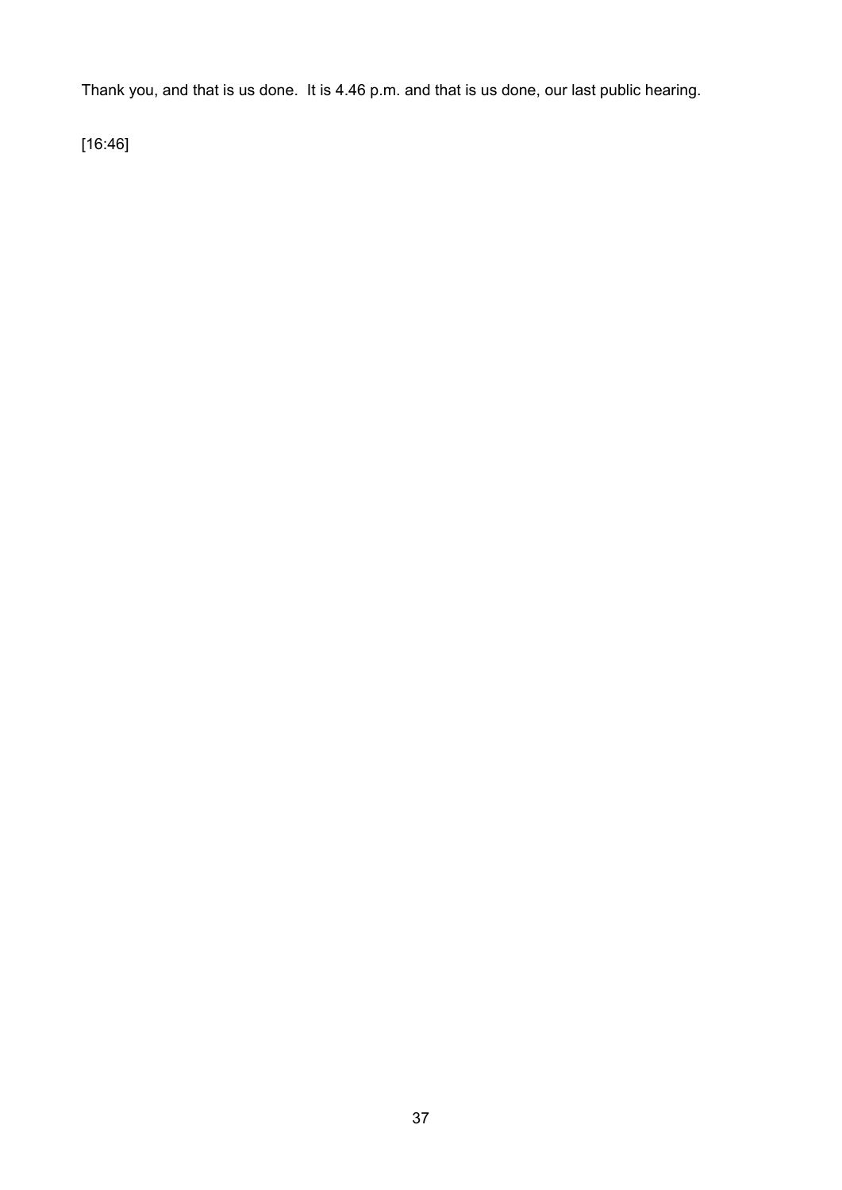Thank you, and that is us done.  It is 4.46 p.m. and that is us done, our last public hearing.

[16:46]